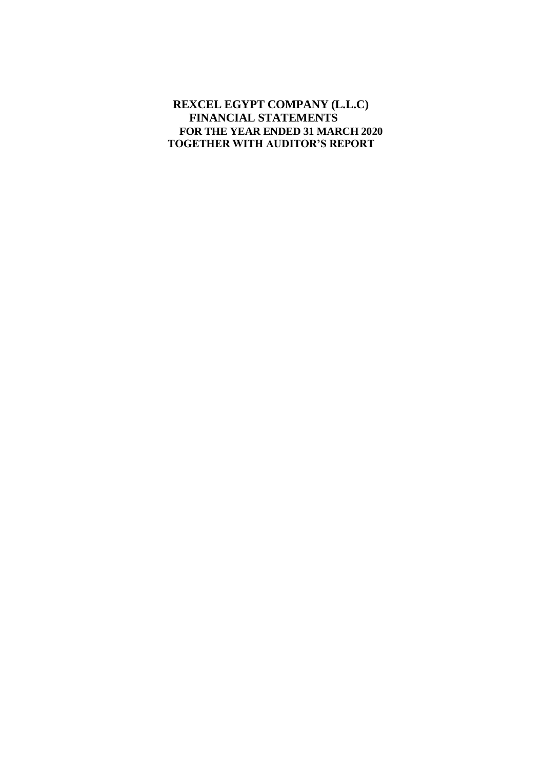# REXCEL EGYPT COMPANY (L.L.C)

## FINANCIAL STATEMENTS

## FOR THE YEAR ENDED 31 MARCH 2020

## TOGETHER WITH AUDITOR'S REPORT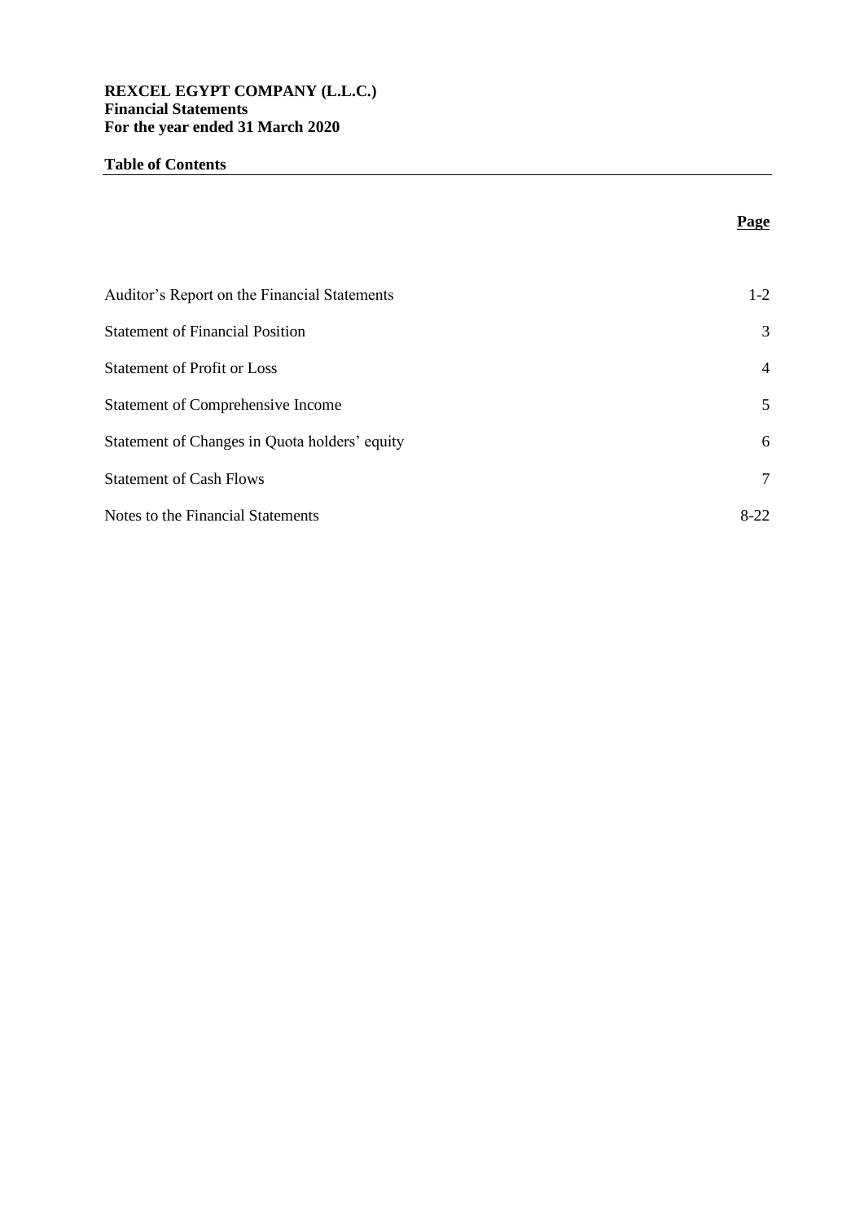**REXCEL EGYPT COMPANY (L.L.C.)**
**Financial Statements**
**For the year ended 31 March 2020**

## Table of Contents

| | **Page** |
|---|---|
| Auditor's Report on the Financial Statements | 1-2 |
| Statement of Financial Position | 3 |
| Statement of Profit or Loss | 4 |
| Statement of Comprehensive Income | 5 |
| Statement of Changes in Quota holders' equity | 6 |
| Statement of Cash Flows | 7 |
| Notes to the Financial Statements | 8-22 |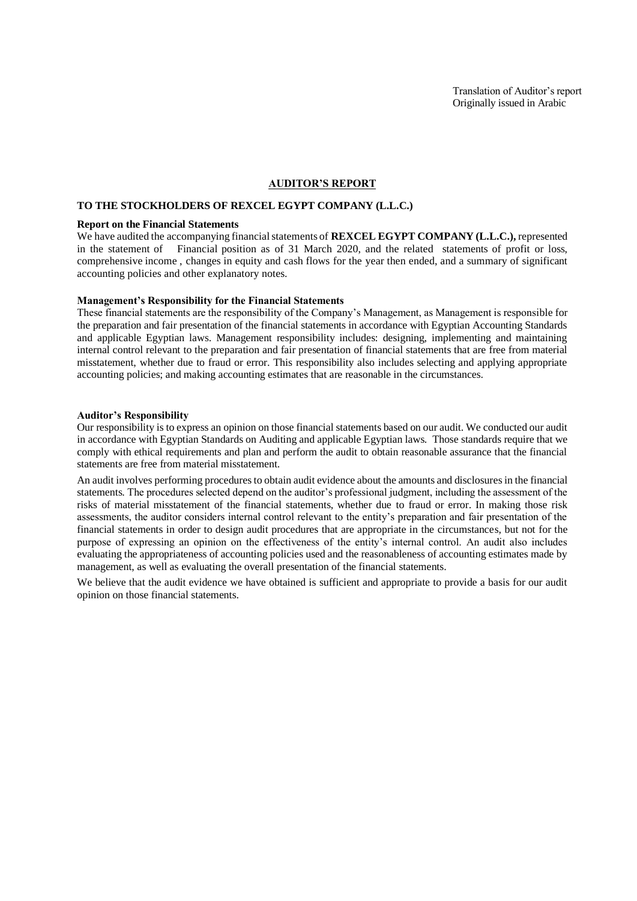Translation of Auditor's report
Originally issued in Arabic

## AUDITOR'S REPORT

### TO THE STOCKHOLDERS OF REXCEL EGYPT COMPANY (L.L.C.)

**Report on the Financial Statements**

We have audited the accompanying financial statements of **REXCEL EGYPT COMPANY (L.L.C.),** represented in the statement of Financial position as of 31 March 2020, and the related statements of profit or loss, comprehensive income , changes in equity and cash flows for the year then ended, and a summary of significant accounting policies and other explanatory notes.

**Management's Responsibility for the Financial Statements**

These financial statements are the responsibility of the Company's Management, as Management is responsible for the preparation and fair presentation of the financial statements in accordance with Egyptian Accounting Standards and applicable Egyptian laws. Management responsibility includes: designing, implementing and maintaining internal control relevant to the preparation and fair presentation of financial statements that are free from material misstatement, whether due to fraud or error. This responsibility also includes selecting and applying appropriate accounting policies; and making accounting estimates that are reasonable in the circumstances.

**Auditor's Responsibility**

Our responsibility is to express an opinion on those financial statements based on our audit. We conducted our audit in accordance with Egyptian Standards on Auditing and applicable Egyptian laws. Those standards require that we comply with ethical requirements and plan and perform the audit to obtain reasonable assurance that the financial statements are free from material misstatement.

An audit involves performing procedures to obtain audit evidence about the amounts and disclosures in the financial statements. The procedures selected depend on the auditor's professional judgment, including the assessment of the risks of material misstatement of the financial statements, whether due to fraud or error. In making those risk assessments, the auditor considers internal control relevant to the entity's preparation and fair presentation of the financial statements in order to design audit procedures that are appropriate in the circumstances, but not for the purpose of expressing an opinion on the effectiveness of the entity's internal control. An audit also includes evaluating the appropriateness of accounting policies used and the reasonableness of accounting estimates made by management, as well as evaluating the overall presentation of the financial statements.

We believe that the audit evidence we have obtained is sufficient and appropriate to provide a basis for our audit opinion on those financial statements.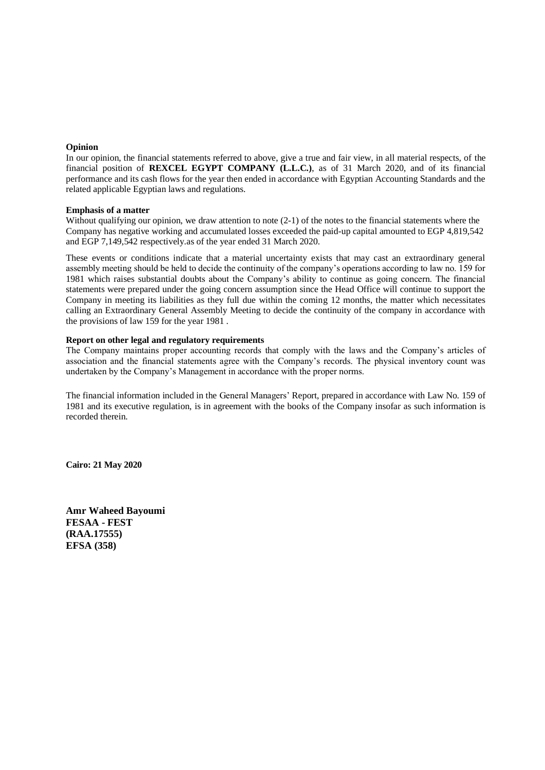**Opinion**

In our opinion, the financial statements referred to above, give a true and fair view, in all material respects, of the financial position of **REXCEL EGYPT COMPANY (L.L.C.)**, as of 31 March 2020, and of its financial performance and its cash flows for the year then ended in accordance with Egyptian Accounting Standards and the related applicable Egyptian laws and regulations.

**Emphasis of a matter**

Without qualifying our opinion, we draw attention to note (2-1) of the notes to the financial statements where the Company has negative working and accumulated losses exceeded the paid-up capital amounted to EGP 4,819,542 and EGP 7,149,542 respectively.as of the year ended 31 March 2020.

These events or conditions indicate that a material uncertainty exists that may cast an extraordinary general assembly meeting should be held to decide the continuity of the company's operations according to law no. 159 for 1981 which raises substantial doubts about the Company's ability to continue as going concern. The financial statements were prepared under the going concern assumption since the Head Office will continue to support the Company in meeting its liabilities as they full due within the coming 12 months, the matter which necessitates calling an Extraordinary General Assembly Meeting to decide the continuity of the company in accordance with the provisions of law 159 for the year 1981 .

**Report on other legal and regulatory requirements**

The Company maintains proper accounting records that comply with the laws and the Company's articles of association and the financial statements agree with the Company's records. The physical inventory count was undertaken by the Company's Management in accordance with the proper norms.

The financial information included in the General Managers' Report, prepared in accordance with Law No. 159 of 1981 and its executive regulation, is in agreement with the books of the Company insofar as such information is recorded therein.

**Cairo: 21 May 2020**

**Amr Waheed Bayoumi**
**FESAA - FEST**
**(RAA.17555)**
**EFSA (358)**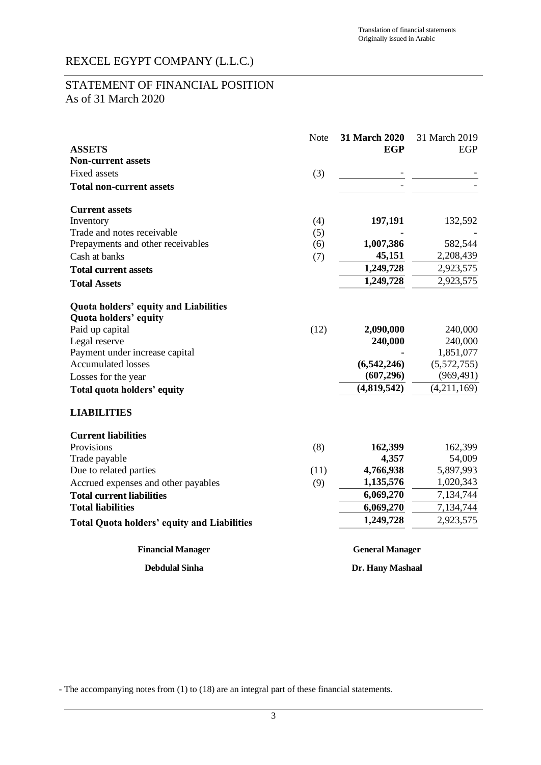Translation of financial statements
Originally issued in Arabic

# REXCEL EGYPT COMPANY (L.L.C.)

## STATEMENT OF FINANCIAL POSITION
As of 31 March 2020

| | Note | **31 March 2020** | 31 March 2019 |
|---|---|---|---|
| **ASSETS** | | **EGP** | EGP |
| **Non-current assets** | | | |
| Fixed assets | (3) | - | - |
| **Total non-current assets** | | - | - |
| **Current assets** | | | |
| Inventory | (4) | **197,191** | 132,592 |
| Trade and notes receivable | (5) | - | - |
| Prepayments and other receivables | (6) | **1,007,386** | 582,544 |
| Cash at banks | (7) | **45,151** | 2,208,439 |
| **Total current assets** | | **1,249,728** | 2,923,575 |
| **Total Assets** | | **1,249,728** | 2,923,575 |
| **Quota holders' equity and Liabilities** | | | |
| **Quota holders' equity** | | | |
| Paid up capital | (12) | **2,090,000** | 240,000 |
| Legal reserve | | **240,000** | 240,000 |
| Payment under increase capital | | **-** | 1,851,077 |
| Accumulated losses | | **(6,542,246)** | (5,572,755) |
| Losses for the year | | **(607,296)** | (969,491) |
| **Total quota holders' equity** | | **(4,819,542)** | (4,211,169) |
| **LIABILITIES** | | | |
| **Current liabilities** | | | |
| Provisions | (8) | **162,399** | 162,399 |
| Trade payable | | **4,357** | 54,009 |
| Due to related parties | (11) | **4,766,938** | 5,897,993 |
| Accrued expenses and other payables | (9) | **1,135,576** | 1,020,343 |
| **Total current liabilities** | | **6,069,270** | 7,134,744 |
| **Total liabilities** | | **6,069,270** | 7,134,744 |
| **Total Quota holders' equity and Liabilities** | | **1,249,728** | 2,923,575 |

**Financial Manager** — **Debdulal Sinha**

**General Manager** — **Dr. Hany Mashaal**

- The accompanying notes from (1) to (18) are an integral part of these financial statements.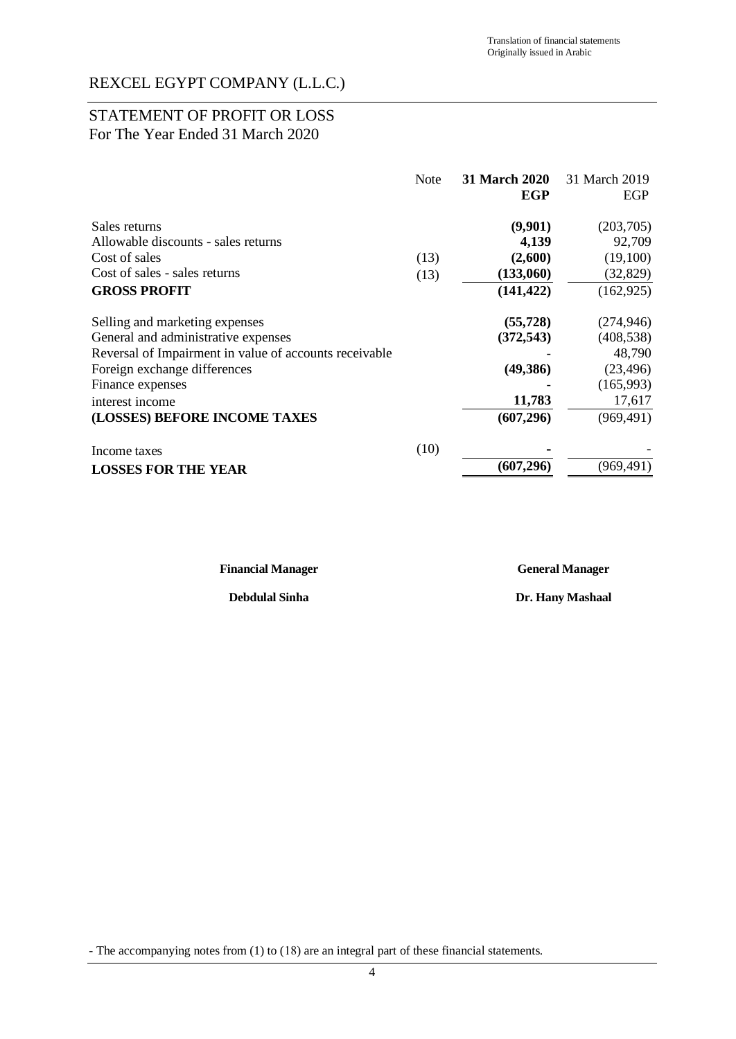Translation of financial statements
Originally issued in Arabic

# REXCEL EGYPT COMPANY (L.L.C.)

## STATEMENT OF PROFIT OR LOSS
For The Year Ended 31 March 2020

| | Note | **31 March 2020 EGP** | 31 March 2019 EGP |
|---|---|---|---|
| Sales returns | | **(9,901)** | (203,705) |
| Allowable discounts - sales returns | | **4,139** | 92,709 |
| Cost of sales | (13) | **(2,600)** | (19,100) |
| Cost of sales - sales returns | (13) | **(133,060)** | (32,829) |
| **GROSS PROFIT** | | **(141,422)** | (162,925) |
| Selling and marketing expenses | | **(55,728)** | (274,946) |
| General and administrative expenses | | **(372,543)** | (408,538) |
| Reversal of Impairment in value of accounts receivable | | - | 48,790 |
| Foreign exchange differences | | **(49,386)** | (23,496) |
| Finance expenses | | - | (165,993) |
| interest income | | **11,783** | 17,617 |
| **(LOSSES) BEFORE INCOME TAXES** | | **(607,296)** | (969,491) |
| Income taxes | (10) | **-** | - |
| **LOSSES FOR THE YEAR** | | **(607,296)** | (969,491) |

**Financial Manager**

**Debdulal Sinha**

**General Manager**

**Dr. Hany Mashaal**

- The accompanying notes from (1) to (18) are an integral part of these financial statements.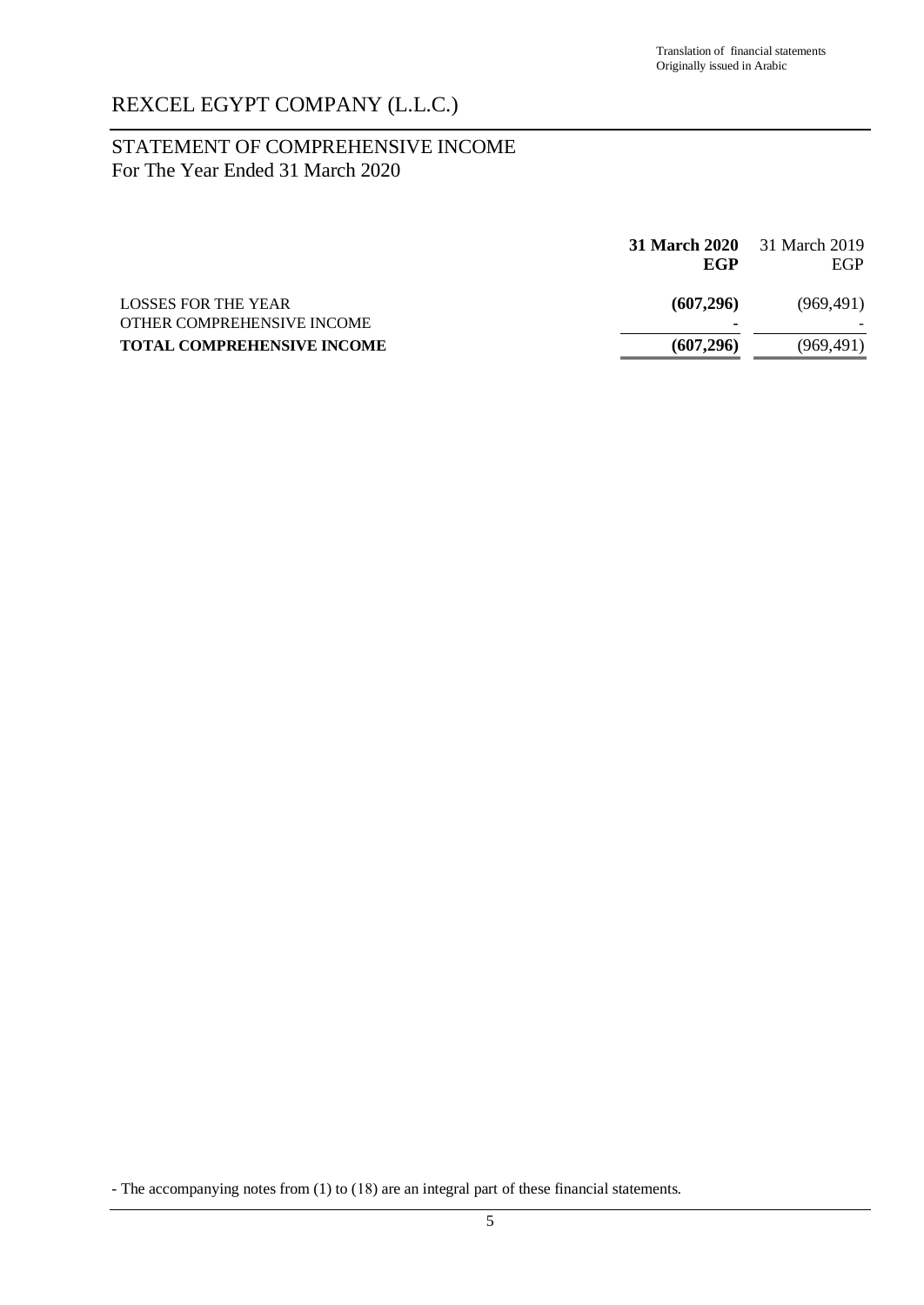Translation of financial statements
Originally issued in Arabic

# REXCEL EGYPT COMPANY (L.L.C.)

## STATEMENT OF COMPREHENSIVE INCOME
For The Year Ended 31 March 2020

| | **31 March 2020** **EGP** | 31 March 2019 EGP |
|---|---|---|
| LOSSES FOR THE YEAR | **(607,296)** | (969,491) |
| OTHER COMPREHENSIVE INCOME | - | - |
| **TOTAL COMPREHENSIVE INCOME** | **(607,296)** | (969,491) |

- The accompanying notes from (1) to (18) are an integral part of these financial statements.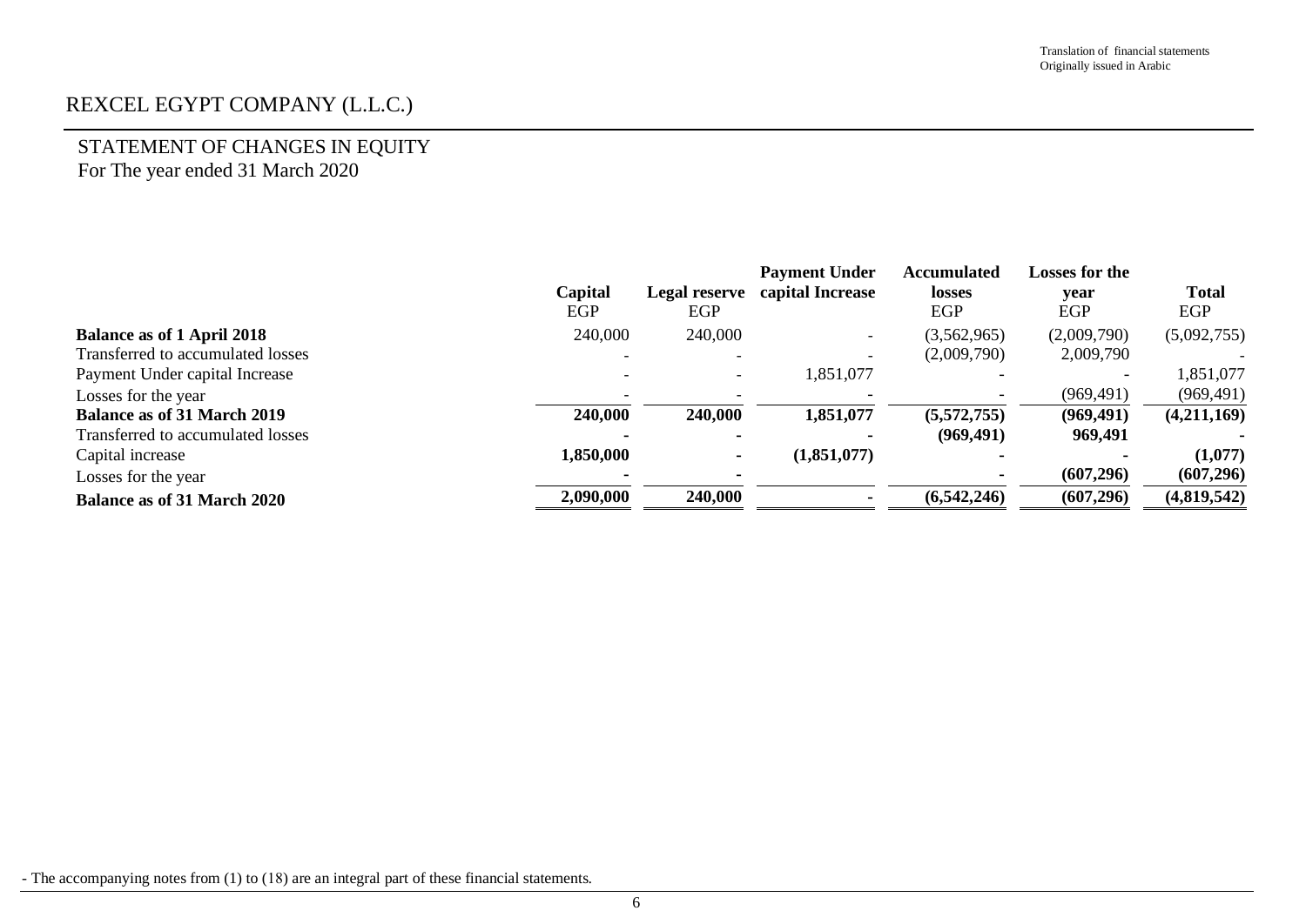Translation of financial statements
Originally issued in Arabic

# REXCEL EGYPT COMPANY (L.L.C.)

## STATEMENT OF CHANGES IN EQUITY
For The year ended 31 March 2020

| | Capital EGP | Legal reserve EGP | Payment Under capital Increase | Accumulated losses EGP | Losses for the year EGP | Total EGP |
|---|---|---|---|---|---|---|
| **Balance as of 1 April 2018** | 240,000 | 240,000 | - | (3,562,965) | (2,009,790) | (5,092,755) |
| Transferred to accumulated losses | - | - | - | (2,009,790) | 2,009,790 | - |
| Payment Under capital Increase | - | - | 1,851,077 | - | - | 1,851,077 |
| Losses for the year | - | - | - | - | (969,491) | (969,491) |
| **Balance as of 31 March 2019** | **240,000** | **240,000** | **1,851,077** | **(5,572,755)** | **(969,491)** | **(4,211,169)** |
| Transferred to accumulated losses | **-** | **-** | **-** | **(969,491)** | **969,491** | **-** |
| Capital increase | **1,850,000** | **-** | **(1,851,077)** | **-** | **-** | **(1,077)** |
| Losses for the year | **-** | **-** | | **-** | **(607,296)** | **(607,296)** |
| **Balance as of 31 March 2020** | **2,090,000** | **240,000** | **-** | **(6,542,246)** | **(607,296)** | **(4,819,542)** |

- The accompanying notes from (1) to (18) are an integral part of these financial statements.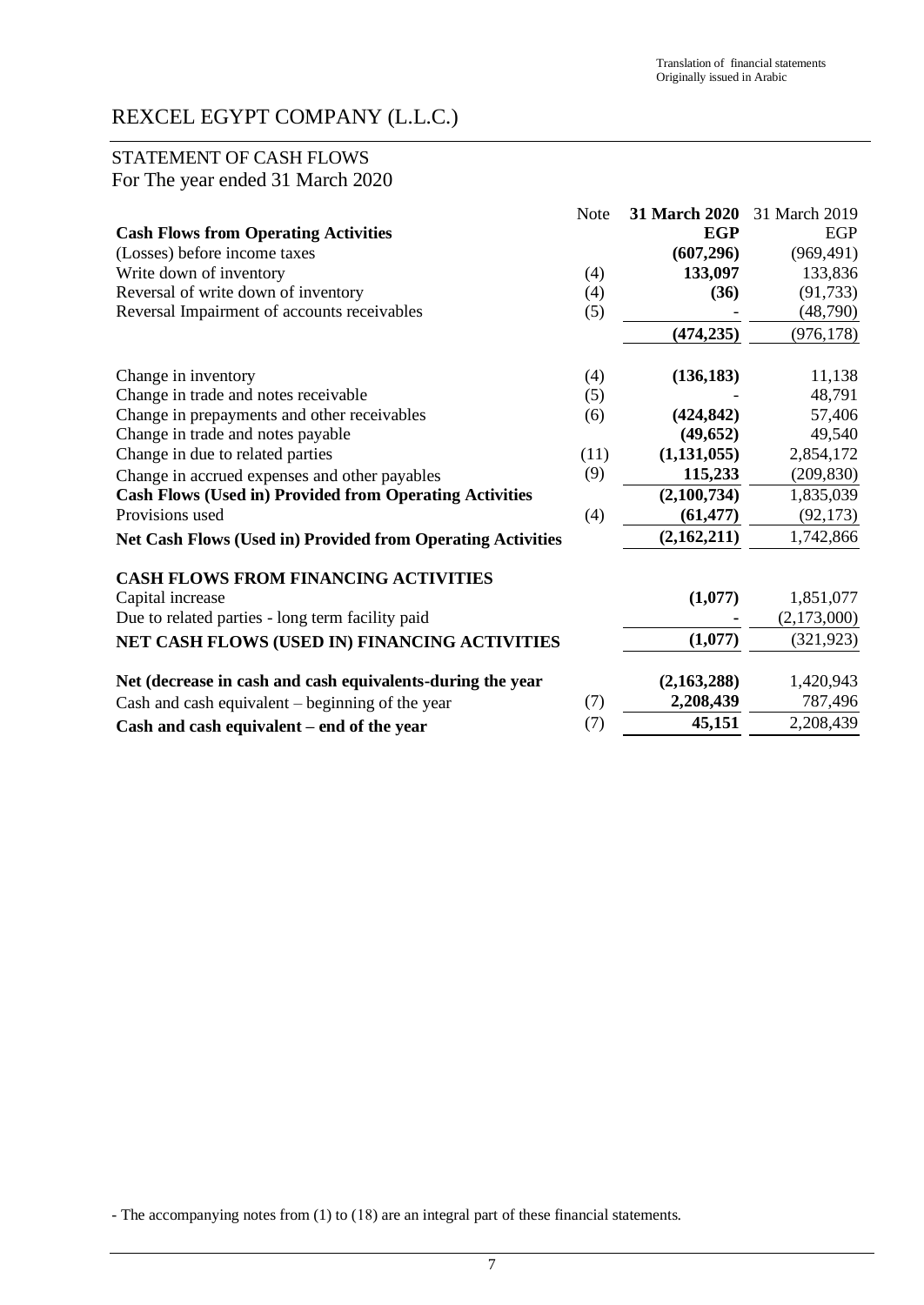Translation of financial statements
Originally issued in Arabic

# REXCEL EGYPT COMPANY (L.L.C.)

## STATEMENT OF CASH FLOWS
For The year ended 31 March 2020

| | Note | 31 March 2020 | 31 March 2019 |
|---|---|---|---|
| **Cash Flows from Operating Activities** | | **EGP** | EGP |
| (Losses) before income taxes | | **(607,296)** | (969,491) |
| Write down of inventory | (4) | **133,097** | 133,836 |
| Reversal of write down of inventory | (4) | **(36)** | (91,733) |
| Reversal Impairment of accounts receivables | (5) | - | (48,790) |
| | | **(474,235)** | (976,178) |
| Change in inventory | (4) | **(136,183)** | 11,138 |
| Change in trade and notes receivable | (5) | - | 48,791 |
| Change in prepayments and other receivables | (6) | **(424,842)** | 57,406 |
| Change in trade and notes payable | | **(49,652)** | 49,540 |
| Change in due to related parties | (11) | **(1,131,055)** | 2,854,172 |
| Change in accrued expenses and other payables | (9) | **115,233** | (209,830) |
| **Cash Flows (Used in) Provided from Operating Activities** | | **(2,100,734)** | 1,835,039 |
| Provisions used | (4) | **(61,477)** | (92,173) |
| **Net Cash Flows (Used in) Provided from Operating Activities** | | **(2,162,211)** | 1,742,866 |
| **CASH FLOWS FROM FINANCING ACTIVITIES** | | | |
| Capital increase | | **(1,077)** | 1,851,077 |
| Due to related parties - long term facility paid | | **-** | (2,173,000) |
| **NET CASH FLOWS (USED IN) FINANCING ACTIVITIES** | | **(1,077)** | (321,923) |
| **Net (decrease in cash and cash equivalents-during the year** | | **(2,163,288)** | 1,420,943 |
| Cash and cash equivalent – beginning of the year | (7) | **2,208,439** | 787,496 |
| **Cash and cash equivalent – end of the year** | (7) | **45,151** | 2,208,439 |

- The accompanying notes from (1) to (18) are an integral part of these financial statements.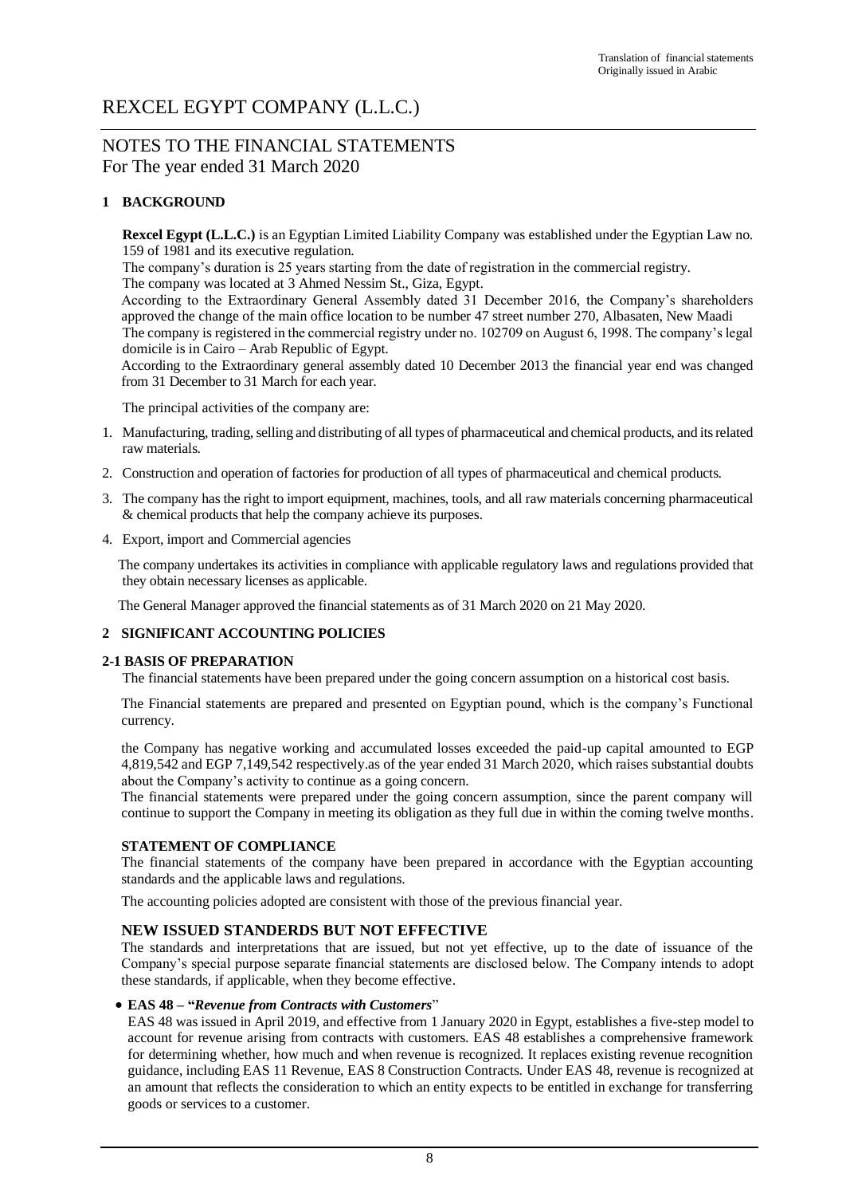Translation of financial statements
Originally issued in Arabic

# REXCEL EGYPT COMPANY (L.L.C.)

## NOTES TO THE FINANCIAL STATEMENTS
For The year ended 31 March 2020

### 1 BACKGROUND

**Rexcel Egypt (L.L.C.)** is an Egyptian Limited Liability Company was established under the Egyptian Law no. 159 of 1981 and its executive regulation.

The company's duration is 25 years starting from the date of registration in the commercial registry.

The company was located at 3 Ahmed Nessim St., Giza, Egypt.

According to the Extraordinary General Assembly dated 31 December 2016, the Company's shareholders approved the change of the main office location to be number 47 street number 270, Albasaten, New Maadi

The company is registered in the commercial registry under no. 102709 on August 6, 1998. The company's legal domicile is in Cairo – Arab Republic of Egypt.

According to the Extraordinary general assembly dated 10 December 2013 the financial year end was changed from 31 December to 31 March for each year.

The principal activities of the company are:

1. Manufacturing, trading, selling and distributing of all types of pharmaceutical and chemical products, and its related raw materials.
2. Construction and operation of factories for production of all types of pharmaceutical and chemical products.
3. The company has the right to import equipment, machines, tools, and all raw materials concerning pharmaceutical & chemical products that help the company achieve its purposes.
4. Export, import and Commercial agencies

The company undertakes its activities in compliance with applicable regulatory laws and regulations provided that they obtain necessary licenses as applicable.

The General Manager approved the financial statements as of 31 March 2020 on 21 May 2020.

### 2 SIGNIFICANT ACCOUNTING POLICIES

#### 2-1 BASIS OF PREPARATION

The financial statements have been prepared under the going concern assumption on a historical cost basis.

The Financial statements are prepared and presented on Egyptian pound, which is the company's Functional currency.

the Company has negative working and accumulated losses exceeded the paid-up capital amounted to EGP 4,819,542 and EGP 7,149,542 respectively.as of the year ended 31 March 2020, which raises substantial doubts about the Company's activity to continue as a going concern.

The financial statements were prepared under the going concern assumption, since the parent company will continue to support the Company in meeting its obligation as they full due in within the coming twelve months.

#### STATEMENT OF COMPLIANCE

The financial statements of the company have been prepared in accordance with the Egyptian accounting standards and the applicable laws and regulations.

The accounting policies adopted are consistent with those of the previous financial year.

#### NEW ISSUED STANDERDS BUT NOT EFFECTIVE

The standards and interpretations that are issued, but not yet effective, up to the date of issuance of the Company's special purpose separate financial statements are disclosed below. The Company intends to adopt these standards, if applicable, when they become effective.

- **EAS 48 – "*Revenue from Contracts with Customers*"**

  EAS 48 was issued in April 2019, and effective from 1 January 2020 in Egypt, establishes a five-step model to account for revenue arising from contracts with customers. EAS 48 establishes a comprehensive framework for determining whether, how much and when revenue is recognized. It replaces existing revenue recognition guidance, including EAS 11 Revenue, EAS 8 Construction Contracts. Under EAS 48, revenue is recognized at an amount that reflects the consideration to which an entity expects to be entitled in exchange for transferring goods or services to a customer.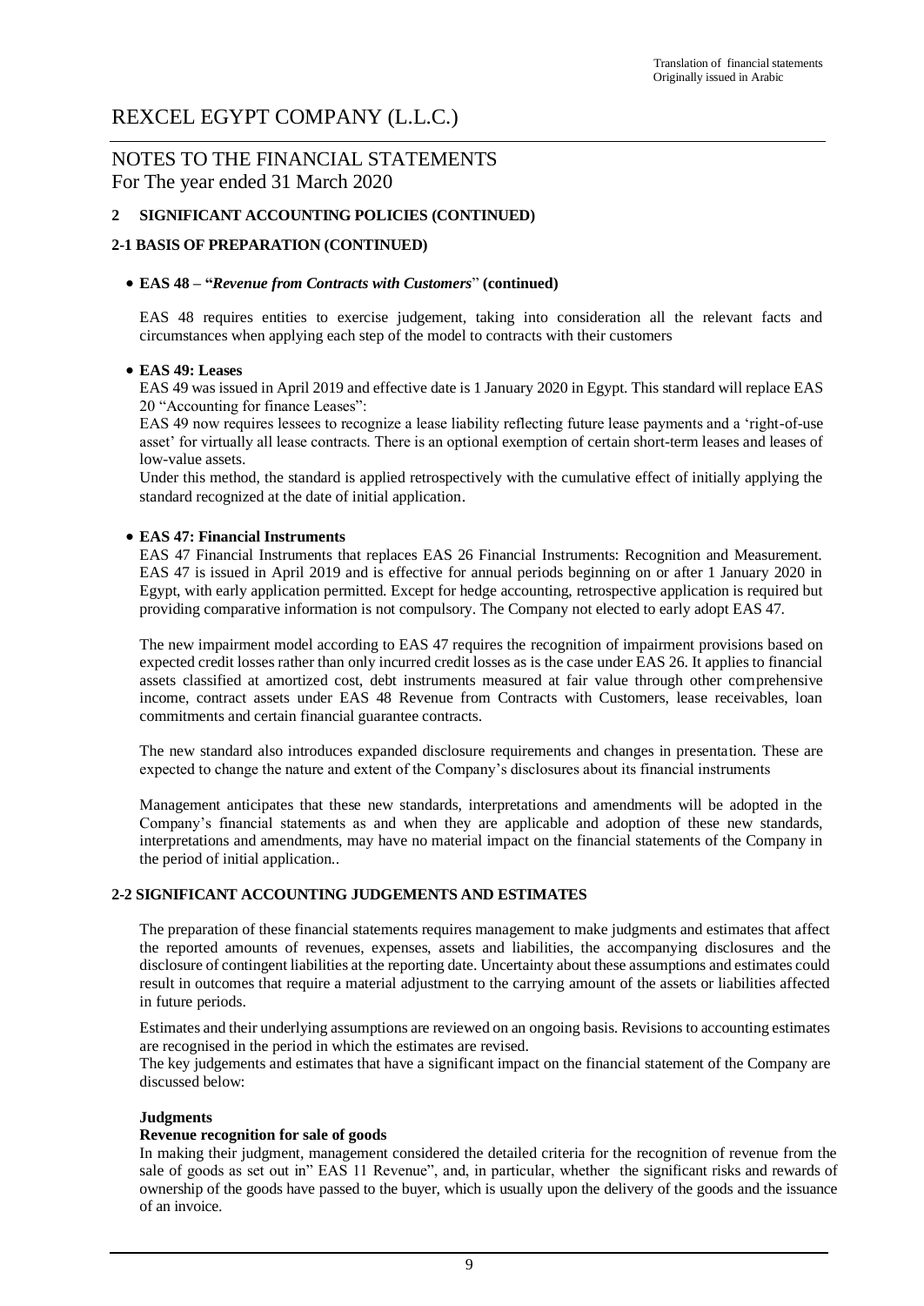# REXCEL EGYPT COMPANY (L.L.C.)

## NOTES TO THE FINANCIAL STATEMENTS
For The year ended 31 March 2020

### 2 SIGNIFICANT ACCOUNTING POLICIES (CONTINUED)

### 2-1 BASIS OF PREPARATION (CONTINUED)

- **EAS 48 – "*Revenue from Contracts with Customers*" (continued)**

  EAS 48 requires entities to exercise judgement, taking into consideration all the relevant facts and circumstances when applying each step of the model to contracts with their customers

- **EAS 49: Leases**

  EAS 49 was issued in April 2019 and effective date is 1 January 2020 in Egypt. This standard will replace EAS 20 "Accounting for finance Leases":

  EAS 49 now requires lessees to recognize a lease liability reflecting future lease payments and a 'right-of-use asset' for virtually all lease contracts. There is an optional exemption of certain short-term leases and leases of low-value assets.

  Under this method, the standard is applied retrospectively with the cumulative effect of initially applying the standard recognized at the date of initial application.

- **EAS 47: Financial Instruments**

  EAS 47 Financial Instruments that replaces EAS 26 Financial Instruments: Recognition and Measurement. EAS 47 is issued in April 2019 and is effective for annual periods beginning on or after 1 January 2020 in Egypt, with early application permitted. Except for hedge accounting, retrospective application is required but providing comparative information is not compulsory. The Company not elected to early adopt EAS 47.

  The new impairment model according to EAS 47 requires the recognition of impairment provisions based on expected credit losses rather than only incurred credit losses as is the case under EAS 26. It applies to financial assets classified at amortized cost, debt instruments measured at fair value through other comprehensive income, contract assets under EAS 48 Revenue from Contracts with Customers, lease receivables, loan commitments and certain financial guarantee contracts.

  The new standard also introduces expanded disclosure requirements and changes in presentation. These are expected to change the nature and extent of the Company's disclosures about its financial instruments

  Management anticipates that these new standards, interpretations and amendments will be adopted in the Company's financial statements as and when they are applicable and adoption of these new standards, interpretations and amendments, may have no material impact on the financial statements of the Company in the period of initial application..

### 2-2 SIGNIFICANT ACCOUNTING JUDGEMENTS AND ESTIMATES

The preparation of these financial statements requires management to make judgments and estimates that affect the reported amounts of revenues, expenses, assets and liabilities, the accompanying disclosures and the disclosure of contingent liabilities at the reporting date. Uncertainty about these assumptions and estimates could result in outcomes that require a material adjustment to the carrying amount of the assets or liabilities affected in future periods.

Estimates and their underlying assumptions are reviewed on an ongoing basis. Revisions to accounting estimates are recognised in the period in which the estimates are revised.

The key judgements and estimates that have a significant impact on the financial statement of the Company are discussed below:

**Judgments**

**Revenue recognition for sale of goods**

In making their judgment, management considered the detailed criteria for the recognition of revenue from the sale of goods as set out in" EAS 11 Revenue", and, in particular, whether the significant risks and rewards of ownership of the goods have passed to the buyer, which is usually upon the delivery of the goods and the issuance of an invoice.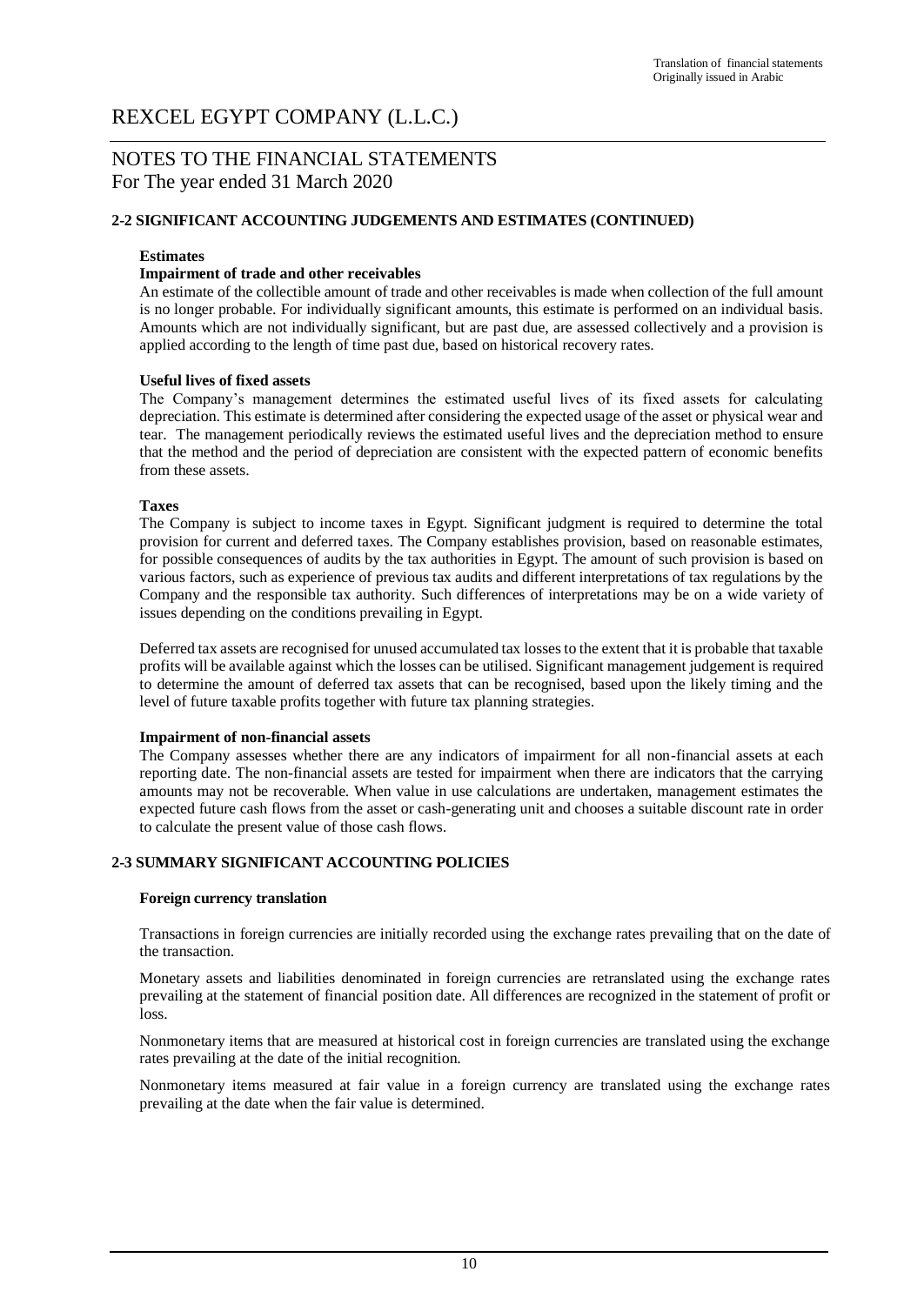## 2-2 SIGNIFICANT ACCOUNTING JUDGEMENTS AND ESTIMATES (CONTINUED)

**Estimates**

**Impairment of trade and other receivables**

An estimate of the collectible amount of trade and other receivables is made when collection of the full amount is no longer probable. For individually significant amounts, this estimate is performed on an individual basis. Amounts which are not individually significant, but are past due, are assessed collectively and a provision is applied according to the length of time past due, based on historical recovery rates.

**Useful lives of fixed assets**

The Company's management determines the estimated useful lives of its fixed assets for calculating depreciation. This estimate is determined after considering the expected usage of the asset or physical wear and tear. The management periodically reviews the estimated useful lives and the depreciation method to ensure that the method and the period of depreciation are consistent with the expected pattern of economic benefits from these assets.

**Taxes**

The Company is subject to income taxes in Egypt. Significant judgment is required to determine the total provision for current and deferred taxes. The Company establishes provision, based on reasonable estimates, for possible consequences of audits by the tax authorities in Egypt. The amount of such provision is based on various factors, such as experience of previous tax audits and different interpretations of tax regulations by the Company and the responsible tax authority. Such differences of interpretations may be on a wide variety of issues depending on the conditions prevailing in Egypt.

Deferred tax assets are recognised for unused accumulated tax losses to the extent that it is probable that taxable profits will be available against which the losses can be utilised. Significant management judgement is required to determine the amount of deferred tax assets that can be recognised, based upon the likely timing and the level of future taxable profits together with future tax planning strategies.

**Impairment of non-financial assets**

The Company assesses whether there are any indicators of impairment for all non-financial assets at each reporting date. The non-financial assets are tested for impairment when there are indicators that the carrying amounts may not be recoverable. When value in use calculations are undertaken, management estimates the expected future cash flows from the asset or cash-generating unit and chooses a suitable discount rate in order to calculate the present value of those cash flows.

## 2-3 SUMMARY SIGNIFICANT ACCOUNTING POLICIES

**Foreign currency translation**

Transactions in foreign currencies are initially recorded using the exchange rates prevailing that on the date of the transaction.

Monetary assets and liabilities denominated in foreign currencies are retranslated using the exchange rates prevailing at the statement of financial position date. All differences are recognized in the statement of profit or loss.

Nonmonetary items that are measured at historical cost in foreign currencies are translated using the exchange rates prevailing at the date of the initial recognition.

Nonmonetary items measured at fair value in a foreign currency are translated using the exchange rates prevailing at the date when the fair value is determined.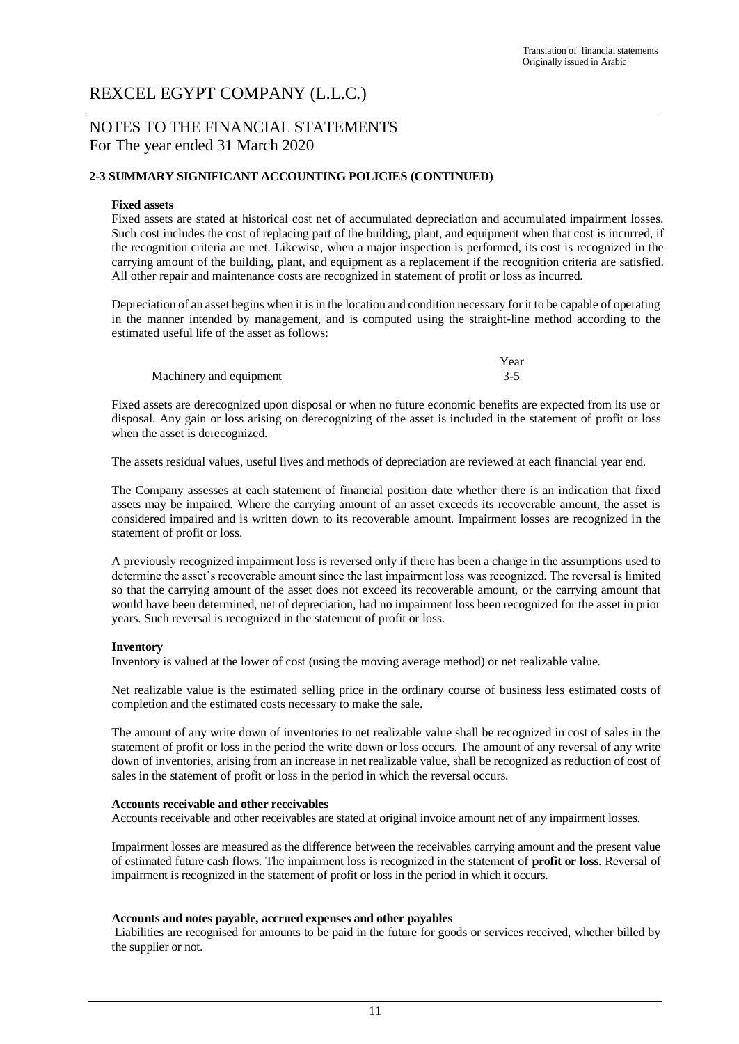Translation of financial statements
Originally issued in Arabic

# REXCEL EGYPT COMPANY (L.L.C.)

## NOTES TO THE FINANCIAL STATEMENTS
For The year ended 31 March 2020

### 2-3 SUMMARY SIGNIFICANT ACCOUNTING POLICIES (CONTINUED)

**Fixed assets**

Fixed assets are stated at historical cost net of accumulated depreciation and accumulated impairment losses. Such cost includes the cost of replacing part of the building, plant, and equipment when that cost is incurred, if the recognition criteria are met. Likewise, when a major inspection is performed, its cost is recognized in the carrying amount of the building, plant, and equipment as a replacement if the recognition criteria are satisfied. All other repair and maintenance costs are recognized in statement of profit or loss as incurred.

Depreciation of an asset begins when it is in the location and condition necessary for it to be capable of operating in the manner intended by management, and is computed using the straight-line method according to the estimated useful life of the asset as follows:

| | Year |
|---|---|
| Machinery and equipment | 3-5 |

Fixed assets are derecognized upon disposal or when no future economic benefits are expected from its use or disposal. Any gain or loss arising on derecognizing of the asset is included in the statement of profit or loss when the asset is derecognized.

The assets residual values, useful lives and methods of depreciation are reviewed at each financial year end.

The Company assesses at each statement of financial position date whether there is an indication that fixed assets may be impaired. Where the carrying amount of an asset exceeds its recoverable amount, the asset is considered impaired and is written down to its recoverable amount. Impairment losses are recognized in the statement of profit or loss.

A previously recognized impairment loss is reversed only if there has been a change in the assumptions used to determine the asset's recoverable amount since the last impairment loss was recognized. The reversal is limited so that the carrying amount of the asset does not exceed its recoverable amount, or the carrying amount that would have been determined, net of depreciation, had no impairment loss been recognized for the asset in prior years. Such reversal is recognized in the statement of profit or loss.

**Inventory**

Inventory is valued at the lower of cost (using the moving average method) or net realizable value.

Net realizable value is the estimated selling price in the ordinary course of business less estimated costs of completion and the estimated costs necessary to make the sale.

The amount of any write down of inventories to net realizable value shall be recognized in cost of sales in the statement of profit or loss in the period the write down or loss occurs. The amount of any reversal of any write down of inventories, arising from an increase in net realizable value, shall be recognized as reduction of cost of sales in the statement of profit or loss in the period in which the reversal occurs.

**Accounts receivable and other receivables**

Accounts receivable and other receivables are stated at original invoice amount net of any impairment losses.

Impairment losses are measured as the difference between the receivables carrying amount and the present value of estimated future cash flows. The impairment loss is recognized in the statement of **profit or loss**. Reversal of impairment is recognized in the statement of profit or loss in the period in which it occurs.

**Accounts and notes payable, accrued expenses and other payables**

Liabilities are recognised for amounts to be paid in the future for goods or services received, whether billed by the supplier or not.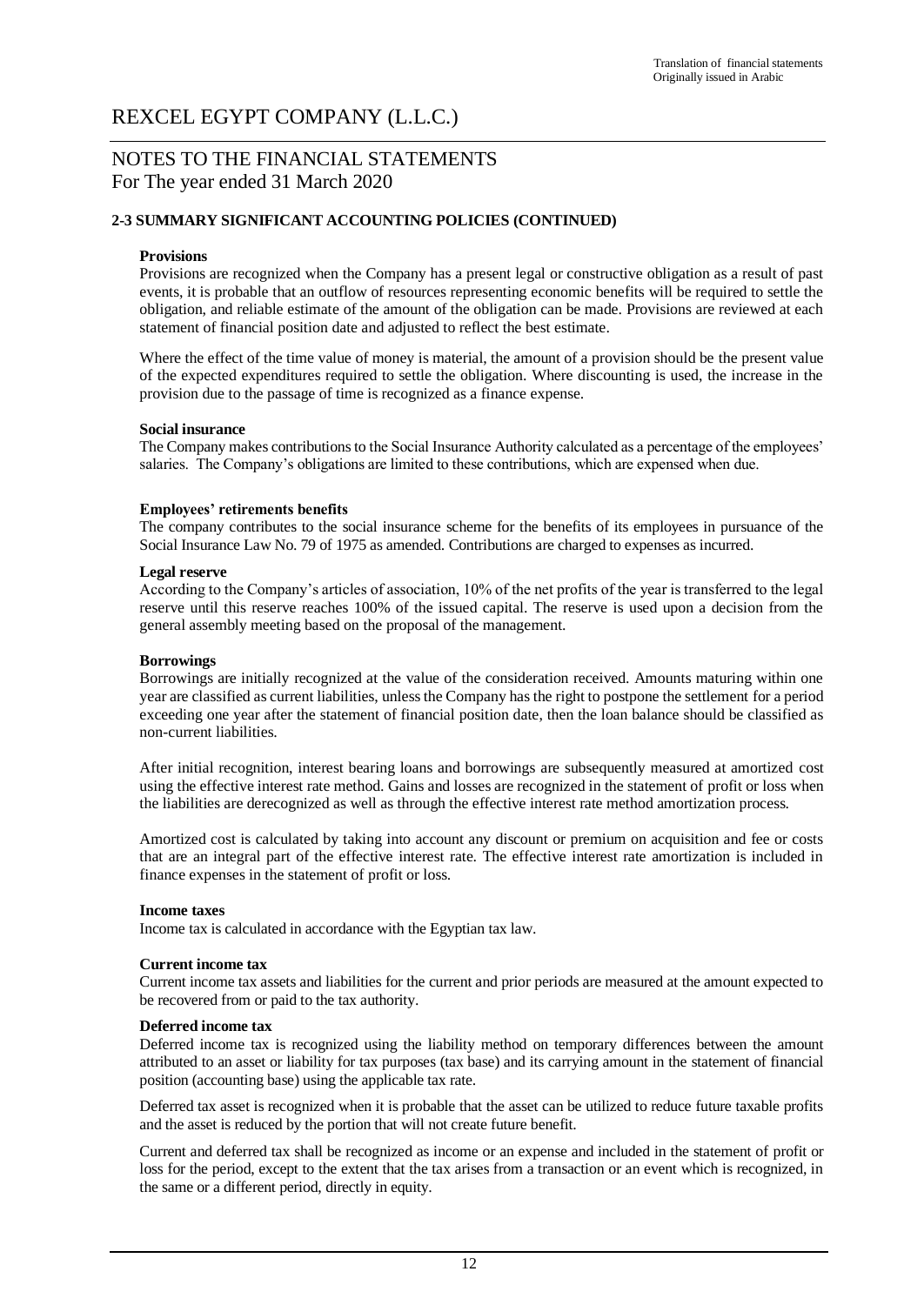# REXCEL EGYPT COMPANY (L.L.C.)

## NOTES TO THE FINANCIAL STATEMENTS
For The year ended 31 March 2020

### 2-3 SUMMARY SIGNIFICANT ACCOUNTING POLICIES (CONTINUED)

**Provisions**

Provisions are recognized when the Company has a present legal or constructive obligation as a result of past events, it is probable that an outflow of resources representing economic benefits will be required to settle the obligation, and reliable estimate of the amount of the obligation can be made. Provisions are reviewed at each statement of financial position date and adjusted to reflect the best estimate.

Where the effect of the time value of money is material, the amount of a provision should be the present value of the expected expenditures required to settle the obligation. Where discounting is used, the increase in the provision due to the passage of time is recognized as a finance expense.

**Social insurance**

The Company makes contributions to the Social Insurance Authority calculated as a percentage of the employees' salaries. The Company's obligations are limited to these contributions, which are expensed when due.

**Employees' retirements benefits**

The company contributes to the social insurance scheme for the benefits of its employees in pursuance of the Social Insurance Law No. 79 of 1975 as amended. Contributions are charged to expenses as incurred.

**Legal reserve**

According to the Company's articles of association, 10% of the net profits of the year is transferred to the legal reserve until this reserve reaches 100% of the issued capital. The reserve is used upon a decision from the general assembly meeting based on the proposal of the management.

**Borrowings**

Borrowings are initially recognized at the value of the consideration received. Amounts maturing within one year are classified as current liabilities, unless the Company has the right to postpone the settlement for a period exceeding one year after the statement of financial position date, then the loan balance should be classified as non-current liabilities.

After initial recognition, interest bearing loans and borrowings are subsequently measured at amortized cost using the effective interest rate method. Gains and losses are recognized in the statement of profit or loss when the liabilities are derecognized as well as through the effective interest rate method amortization process.

Amortized cost is calculated by taking into account any discount or premium on acquisition and fee or costs that are an integral part of the effective interest rate. The effective interest rate amortization is included in finance expenses in the statement of profit or loss.

**Income taxes**

Income tax is calculated in accordance with the Egyptian tax law.

**Current income tax**

Current income tax assets and liabilities for the current and prior periods are measured at the amount expected to be recovered from or paid to the tax authority.

**Deferred income tax**

Deferred income tax is recognized using the liability method on temporary differences between the amount attributed to an asset or liability for tax purposes (tax base) and its carrying amount in the statement of financial position (accounting base) using the applicable tax rate.

Deferred tax asset is recognized when it is probable that the asset can be utilized to reduce future taxable profits and the asset is reduced by the portion that will not create future benefit.

Current and deferred tax shall be recognized as income or an expense and included in the statement of profit or loss for the period, except to the extent that the tax arises from a transaction or an event which is recognized, in the same or a different period, directly in equity.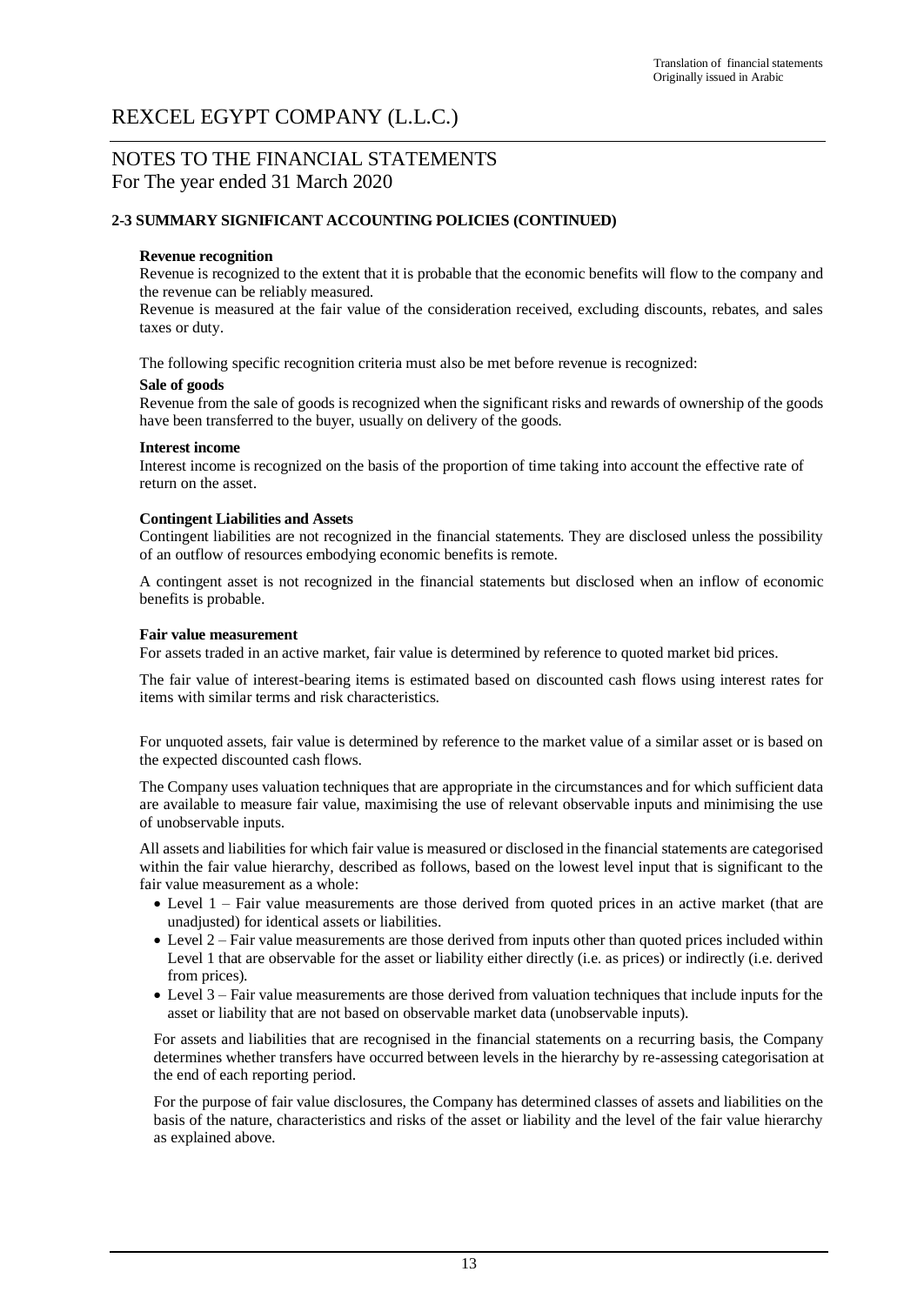# REXCEL EGYPT COMPANY (L.L.C.)

## NOTES TO THE FINANCIAL STATEMENTS
For The year ended 31 March 2020

### 2-3 SUMMARY SIGNIFICANT ACCOUNTING POLICIES (CONTINUED)

**Revenue recognition**

Revenue is recognized to the extent that it is probable that the economic benefits will flow to the company and the revenue can be reliably measured.

Revenue is measured at the fair value of the consideration received, excluding discounts, rebates, and sales taxes or duty.

The following specific recognition criteria must also be met before revenue is recognized:

**Sale of goods**

Revenue from the sale of goods is recognized when the significant risks and rewards of ownership of the goods have been transferred to the buyer, usually on delivery of the goods.

**Interest income**

Interest income is recognized on the basis of the proportion of time taking into account the effective rate of return on the asset.

**Contingent Liabilities and Assets**

Contingent liabilities are not recognized in the financial statements. They are disclosed unless the possibility of an outflow of resources embodying economic benefits is remote.

A contingent asset is not recognized in the financial statements but disclosed when an inflow of economic benefits is probable.

**Fair value measurement**

For assets traded in an active market, fair value is determined by reference to quoted market bid prices.

The fair value of interest-bearing items is estimated based on discounted cash flows using interest rates for items with similar terms and risk characteristics.

For unquoted assets, fair value is determined by reference to the market value of a similar asset or is based on the expected discounted cash flows.

The Company uses valuation techniques that are appropriate in the circumstances and for which sufficient data are available to measure fair value, maximising the use of relevant observable inputs and minimising the use of unobservable inputs.

All assets and liabilities for which fair value is measured or disclosed in the financial statements are categorised within the fair value hierarchy, described as follows, based on the lowest level input that is significant to the fair value measurement as a whole:

- Level 1 – Fair value measurements are those derived from quoted prices in an active market (that are unadjusted) for identical assets or liabilities.
- Level 2 – Fair value measurements are those derived from inputs other than quoted prices included within Level 1 that are observable for the asset or liability either directly (i.e. as prices) or indirectly (i.e. derived from prices).
- Level 3 – Fair value measurements are those derived from valuation techniques that include inputs for the asset or liability that are not based on observable market data (unobservable inputs).

For assets and liabilities that are recognised in the financial statements on a recurring basis, the Company determines whether transfers have occurred between levels in the hierarchy by re-assessing categorisation at the end of each reporting period.

For the purpose of fair value disclosures, the Company has determined classes of assets and liabilities on the basis of the nature, characteristics and risks of the asset or liability and the level of the fair value hierarchy as explained above.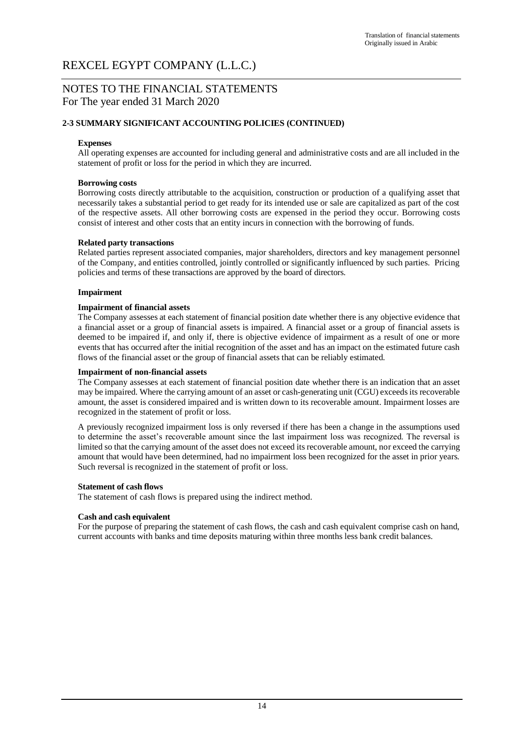# REXCEL EGYPT COMPANY (L.L.C.)

## NOTES TO THE FINANCIAL STATEMENTS
For The year ended 31 March 2020

### 2-3 SUMMARY SIGNIFICANT ACCOUNTING POLICIES (CONTINUED)

**Expenses**
All operating expenses are accounted for including general and administrative costs and are all included in the statement of profit or loss for the period in which they are incurred.

**Borrowing costs**
Borrowing costs directly attributable to the acquisition, construction or production of a qualifying asset that necessarily takes a substantial period to get ready for its intended use or sale are capitalized as part of the cost of the respective assets. All other borrowing costs are expensed in the period they occur. Borrowing costs consist of interest and other costs that an entity incurs in connection with the borrowing of funds.

**Related party transactions**
Related parties represent associated companies, major shareholders, directors and key management personnel of the Company, and entities controlled, jointly controlled or significantly influenced by such parties. Pricing policies and terms of these transactions are approved by the board of directors.

**Impairment**

**Impairment of financial assets**
The Company assesses at each statement of financial position date whether there is any objective evidence that a financial asset or a group of financial assets is impaired. A financial asset or a group of financial assets is deemed to be impaired if, and only if, there is objective evidence of impairment as a result of one or more events that has occurred after the initial recognition of the asset and has an impact on the estimated future cash flows of the financial asset or the group of financial assets that can be reliably estimated.

**Impairment of non-financial assets**
The Company assesses at each statement of financial position date whether there is an indication that an asset may be impaired. Where the carrying amount of an asset or cash-generating unit (CGU) exceeds its recoverable amount, the asset is considered impaired and is written down to its recoverable amount. Impairment losses are recognized in the statement of profit or loss.

A previously recognized impairment loss is only reversed if there has been a change in the assumptions used to determine the asset's recoverable amount since the last impairment loss was recognized. The reversal is limited so that the carrying amount of the asset does not exceed its recoverable amount, nor exceed the carrying amount that would have been determined, had no impairment loss been recognized for the asset in prior years. Such reversal is recognized in the statement of profit or loss.

**Statement of cash flows**
The statement of cash flows is prepared using the indirect method.

**Cash and cash equivalent**
For the purpose of preparing the statement of cash flows, the cash and cash equivalent comprise cash on hand, current accounts with banks and time deposits maturing within three months less bank credit balances.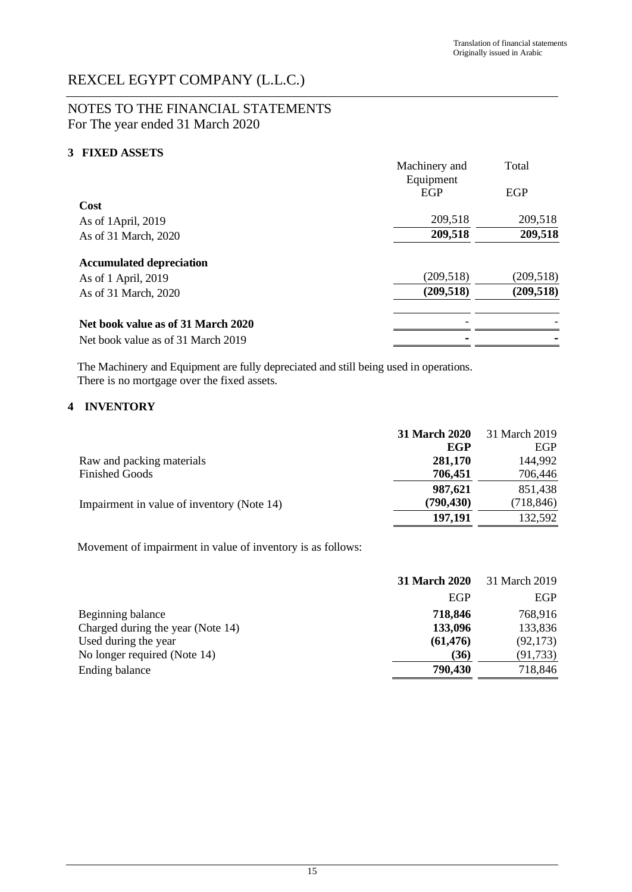# REXCEL EGYPT COMPANY (L.L.C.)

## NOTES TO THE FINANCIAL STATEMENTS
For The year ended 31 March 2020

### 3 FIXED ASSETS

| | Machinery and Equipment | Total |
|---|---|---|
| | EGP | EGP |
| **Cost** | | |
| As of 1April, 2019 | 209,518 | 209,518 |
| As of 31 March, 2020 | **209,518** | **209,518** |
| **Accumulated depreciation** | | |
| As of 1 April, 2019 | (209,518) | (209,518) |
| As of 31 March, 2020 | **(209,518)** | **(209,518)** |
| **Net book value as of 31 March 2020** | - | - |
| Net book value as of 31 March 2019 | **-** | **-** |

The Machinery and Equipment are fully depreciated and still being used in operations.
There is no mortgage over the fixed assets.

### 4 INVENTORY

| | **31 March 2020** | 31 March 2019 |
|---|---|---|
| | **EGP** | EGP |
| Raw and packing materials | **281,170** | 144,992 |
| Finished Goods | **706,451** | 706,446 |
| | **987,621** | 851,438 |
| Impairment in value of inventory (Note 14) | **(790,430)** | (718,846) |
| | **197,191** | 132,592 |

Movement of impairment in value of inventory is as follows:

| | **31 March 2020** | 31 March 2019 |
|---|---|---|
| | EGP | EGP |
| Beginning balance | **718,846** | 768,916 |
| Charged during the year (Note 14) | **133,096** | 133,836 |
| Used during the year | **(61,476)** | (92,173) |
| No longer required (Note 14) | **(36)** | (91,733) |
| Ending balance | **790,430** | 718,846 |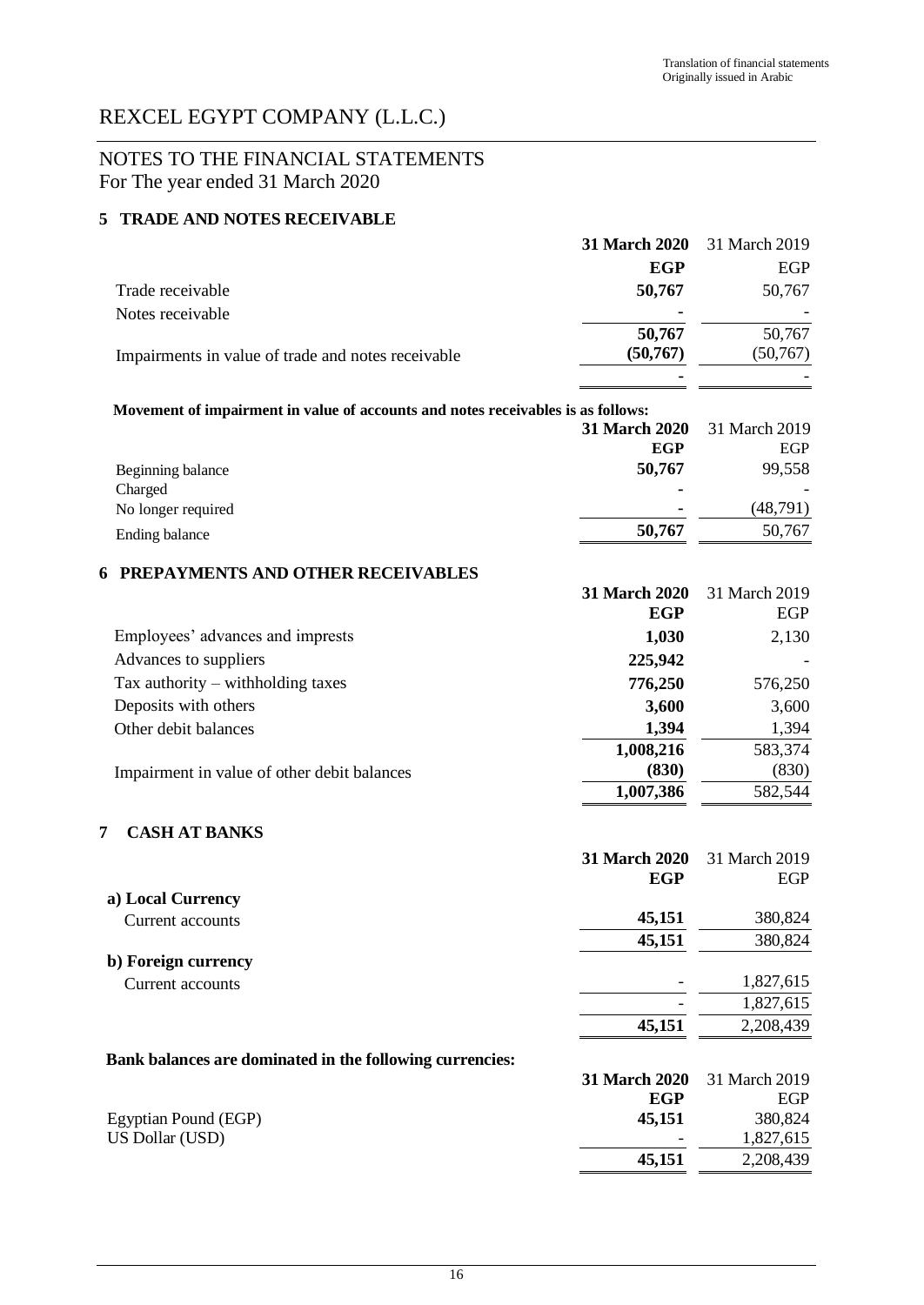Translation of financial statements
Originally issued in Arabic

# REXCEL EGYPT COMPANY (L.L.C.)

## NOTES TO THE FINANCIAL STATEMENTS
For The year ended 31 March 2020

### 5 TRADE AND NOTES RECEIVABLE

| | **31 March 2020** | 31 March 2019 |
|---|---|---|
| | **EGP** | EGP |
| Trade receivable | **50,767** | 50,767 |
| Notes receivable | **-** | - |
| | **50,767** | 50,767 |
| Impairments in value of trade and notes receivable | **(50,767)** | (50,767) |
| | **-** | - |

**Movement of impairment in value of accounts and notes receivables is as follows:**

| | **31 March 2020** | 31 March 2019 |
|---|---|---|
| | **EGP** | EGP |
| Beginning balance | **50,767** | 99,558 |
| Charged | **-** | - |
| No longer required | - | (48,791) |
| Ending balance | **50,767** | 50,767 |

### 6 PREPAYMENTS AND OTHER RECEIVABLES

| | **31 March 2020** | 31 March 2019 |
|---|---|---|
| | **EGP** | EGP |
| Employees' advances and imprests | **1,030** | 2,130 |
| Advances to suppliers | **225,942** | - |
| Tax authority – withholding taxes | **776,250** | 576,250 |
| Deposits with others | **3,600** | 3,600 |
| Other debit balances | **1,394** | 1,394 |
| | **1,008,216** | 583,374 |
| Impairment in value of other debit balances | **(830)** | (830) |
| | **1,007,386** | 582,544 |

### 7 CASH AT BANKS

| | **31 March 2020** | 31 March 2019 |
|---|---|---|
| | **EGP** | EGP |
| **a) Local Currency** | | |
| Current accounts | **45,151** | 380,824 |
| | **45,151** | 380,824 |
| **b) Foreign currency** | | |
| Current accounts | - | 1,827,615 |
| | - | 1,827,615 |
| | **45,151** | 2,208,439 |

**Bank balances are dominated in the following currencies:**

| | **31 March 2020** | 31 March 2019 |
|---|---|---|
| | **EGP** | EGP |
| Egyptian Pound (EGP) | **45,151** | 380,824 |
| US Dollar (USD) | - | 1,827,615 |
| | **45,151** | 2,208,439 |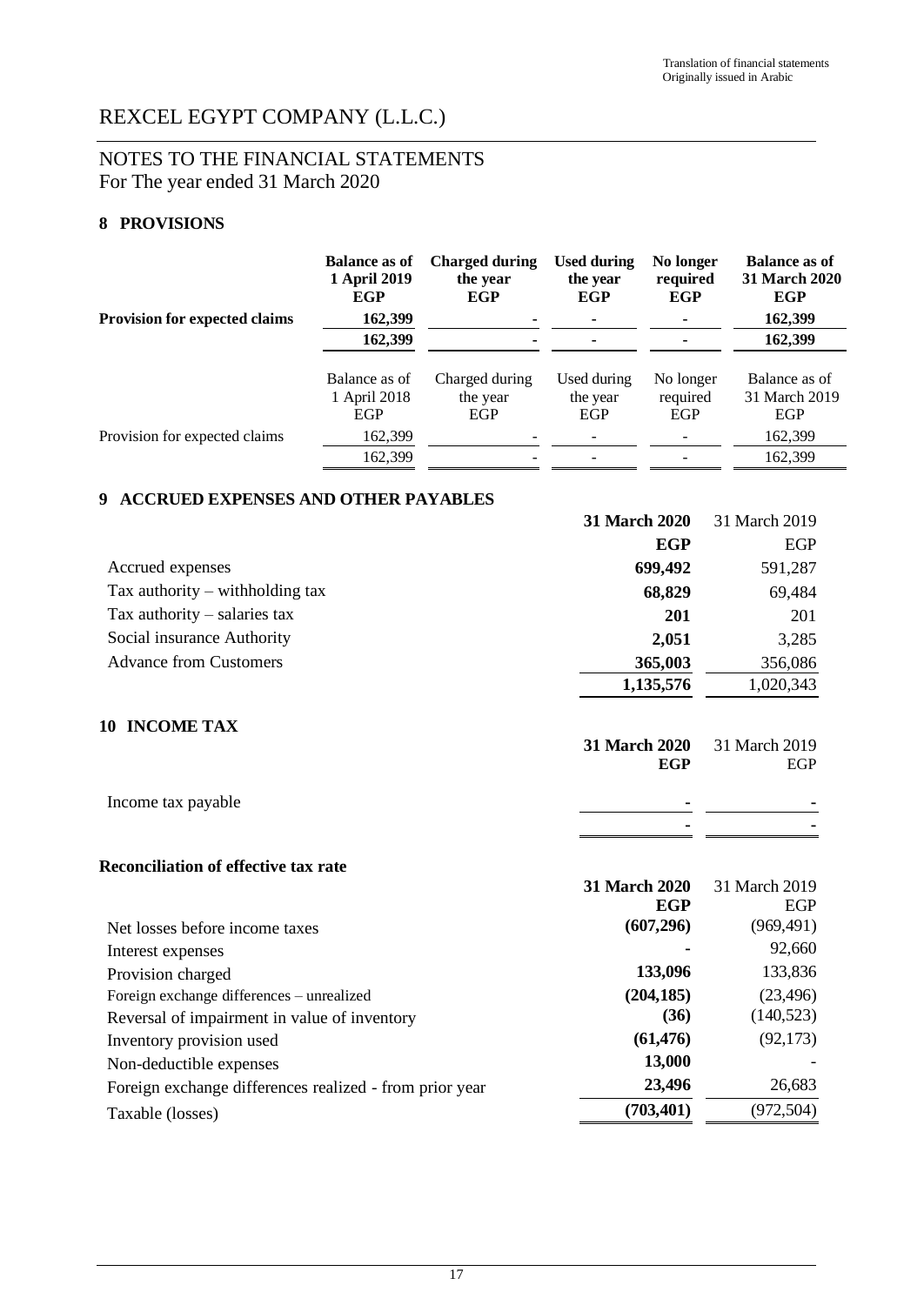Translation of financial statements
Originally issued in Arabic

# REXCEL EGYPT COMPANY (L.L.C.)

## NOTES TO THE FINANCIAL STATEMENTS
For The year ended 31 March 2020

### 8 PROVISIONS

| | **Balance as of 1 April 2019 EGP** | **Charged during the year EGP** | **Used during the year EGP** | **No longer required EGP** | **Balance as of 31 March 2020 EGP** |
|---|---|---|---|---|---|
| **Provision for expected claims** | **162,399** | **-** | **-** | **-** | **162,399** |
| | **162,399** | **-** | **-** | **-** | **162,399** |

| | Balance as of 1 April 2018 EGP | Charged during the year EGP | Used during the year EGP | No longer required EGP | Balance as of 31 March 2019 EGP |
|---|---|---|---|---|---|
| Provision for expected claims | 162,399 | - | - | - | 162,399 |
| | 162,399 | - | - | - | 162,399 |

### 9 ACCRUED EXPENSES AND OTHER PAYABLES

| | **31 March 2020 EGP** | 31 March 2019 EGP |
|---|---|---|
| Accrued expenses | **699,492** | 591,287 |
| Tax authority – withholding tax | **68,829** | 69,484 |
| Tax authority – salaries tax | **201** | 201 |
| Social insurance Authority | **2,051** | 3,285 |
| Advance from Customers | **365,003** | 356,086 |
| | **1,135,576** | 1,020,343 |

### 10 INCOME TAX

| | **31 March 2020 EGP** | 31 March 2019 EGP |
|---|---|---|
| Income tax payable | **-** | - |
| | **-** | - |

**Reconciliation of effective tax rate**

| | **31 March 2020 EGP** | 31 March 2019 EGP |
|---|---|---|
| Net losses before income taxes | **(607,296)** | (969,491) |
| Interest expenses | **-** | 92,660 |
| Provision charged | **133,096** | 133,836 |
| Foreign exchange differences – unrealized | **(204,185)** | (23,496) |
| Reversal of impairment in value of inventory | **(36)** | (140,523) |
| Inventory provision used | **(61,476)** | (92,173) |
| Non-deductible expenses | **13,000** | - |
| Foreign exchange differences realized - from prior year | **23,496** | 26,683 |
| Taxable (losses) | **(703,401)** | (972,504) |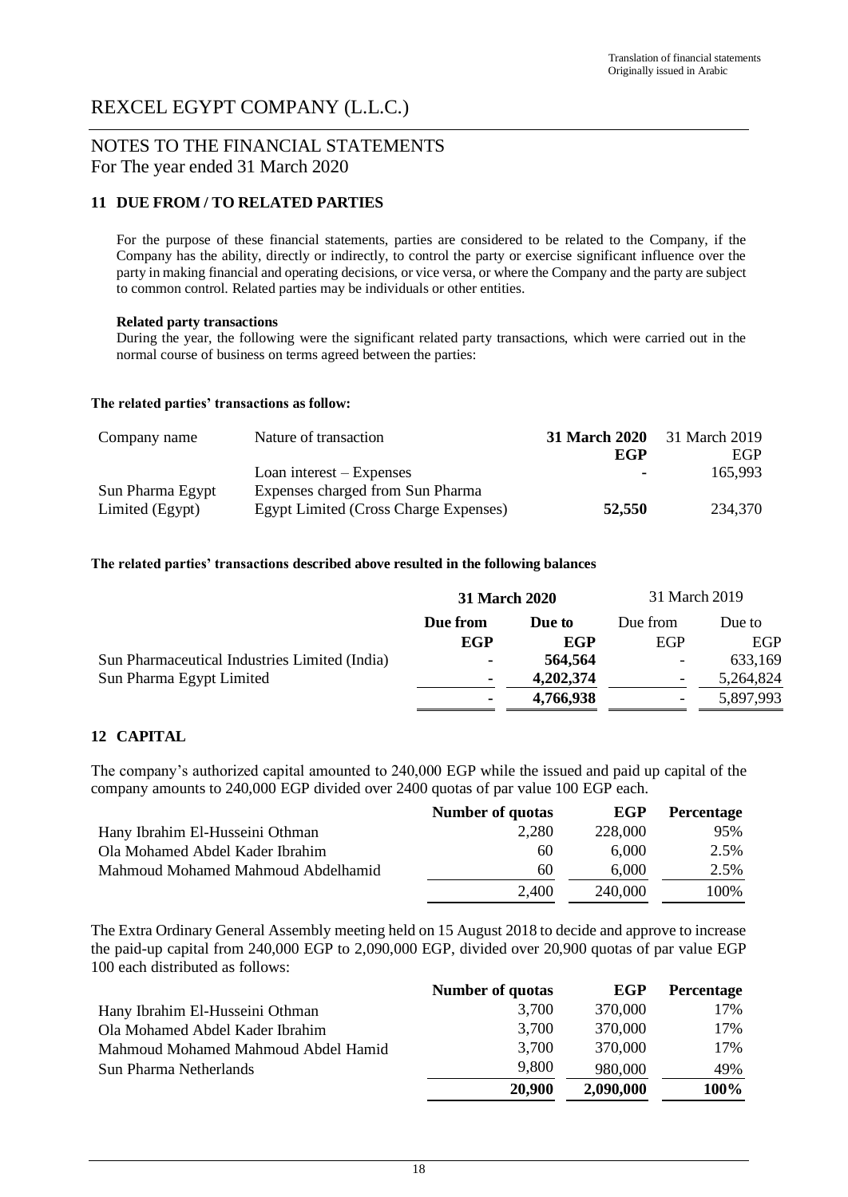Translation of financial statements
Originally issued in Arabic

# REXCEL EGYPT COMPANY (L.L.C.)

## NOTES TO THE FINANCIAL STATEMENTS
For The year ended 31 March 2020

### 11 DUE FROM / TO RELATED PARTIES

For the purpose of these financial statements, parties are considered to be related to the Company, if the Company has the ability, directly or indirectly, to control the party or exercise significant influence over the party in making financial and operating decisions, or vice versa, or where the Company and the party are subject to common control. Related parties may be individuals or other entities.

**Related party transactions**
During the year, the following were the significant related party transactions, which were carried out in the normal course of business on terms agreed between the parties:

**The related parties' transactions as follow:**

| Company name | Nature of transaction | **31 March 2020** | 31 March 2019 |
|---|---|---|---|
| | | **EGP** | EGP |
| | Loan interest – Expenses | **-** | 165,993 |
| Sun Pharma Egypt Limited (Egypt) | Expenses charged from Sun Pharma Egypt Limited (Cross Charge Expenses) | **52,550** | 234,370 |

**The related parties' transactions described above resulted in the following balances**

| | **31 March 2020** | | 31 March 2019 | |
|---|---|---|---|---|
| | **Due from** | **Due to** | Due from | Due to |
| | **EGP** | **EGP** | EGP | EGP |
| Sun Pharmaceutical Industries Limited (India) | **-** | **564,564** | - | 633,169 |
| Sun Pharma Egypt Limited | **-** | **4,202,374** | - | 5,264,824 |
| | **-** | **4,766,938** | - | 5,897,993 |

### 12 CAPITAL

The company's authorized capital amounted to 240,000 EGP while the issued and paid up capital of the company amounts to 240,000 EGP divided over 2400 quotas of par value 100 EGP each.

| | **Number of quotas** | **EGP** | **Percentage** |
|---|---|---|---|
| Hany Ibrahim El-Husseini Othman | 2,280 | 228,000 | 95% |
| Ola Mohamed Abdel Kader Ibrahim | 60 | 6,000 | 2.5% |
| Mahmoud Mohamed Mahmoud Abdelhamid | 60 | 6,000 | 2.5% |
| | 2,400 | 240,000 | 100% |

The Extra Ordinary General Assembly meeting held on 15 August 2018 to decide and approve to increase the paid-up capital from 240,000 EGP to 2,090,000 EGP, divided over 20,900 quotas of par value EGP 100 each distributed as follows:

| | **Number of quotas** | **EGP** | **Percentage** |
|---|---|---|---|
| Hany Ibrahim El-Husseini Othman | 3,700 | 370,000 | 17% |
| Ola Mohamed Abdel Kader Ibrahim | 3,700 | 370,000 | 17% |
| Mahmoud Mohamed Mahmoud Abdel Hamid | 3,700 | 370,000 | 17% |
| Sun Pharma Netherlands | 9,800 | 980,000 | 49% |
| | **20,900** | **2,090,000** | **100%** |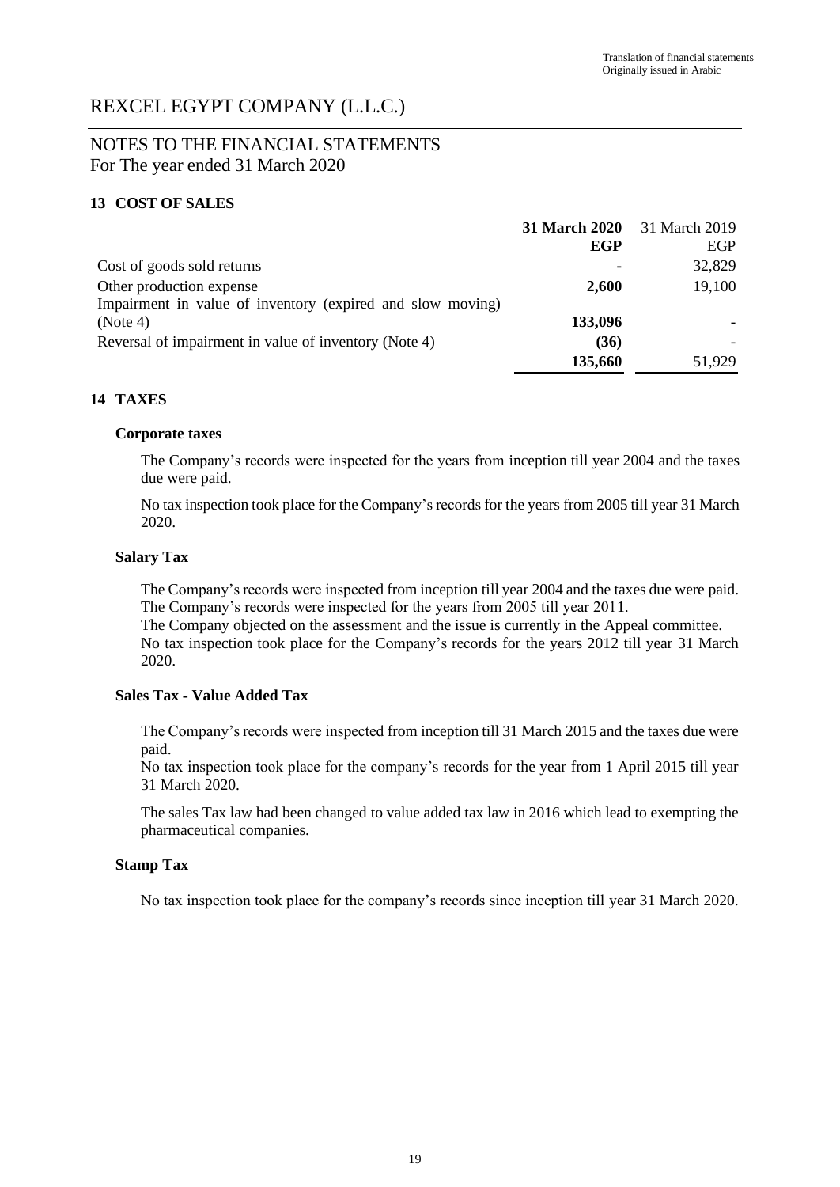Translation of financial statements
Originally issued in Arabic

# REXCEL EGYPT COMPANY (L.L.C.)

## NOTES TO THE FINANCIAL STATEMENTS
For The year ended 31 March 2020

### 13 COST OF SALES

| | **31 March 2020** | 31 March 2019 |
|---|---|---|
| | **EGP** | EGP |
| Cost of goods sold returns | **-** | 32,829 |
| Other production expense | **2,600** | 19,100 |
| Impairment in value of inventory (expired and slow moving) (Note 4) | **133,096** | - |
| Reversal of impairment in value of inventory (Note 4) | **(36)** | - |
| | **135,660** | 51,929 |

### 14 TAXES

**Corporate taxes**

The Company's records were inspected for the years from inception till year 2004 and the taxes due were paid.

No tax inspection took place for the Company's records for the years from 2005 till year 31 March 2020.

**Salary Tax**

The Company's records were inspected from inception till year 2004 and the taxes due were paid.
The Company's records were inspected for the years from 2005 till year 2011.
The Company objected on the assessment and the issue is currently in the Appeal committee.
No tax inspection took place for the Company's records for the years 2012 till year 31 March 2020.

**Sales Tax - Value Added Tax**

The Company's records were inspected from inception till 31 March 2015 and the taxes due were paid.
No tax inspection took place for the company's records for the year from 1 April 2015 till year 31 March 2020.

The sales Tax law had been changed to value added tax law in 2016 which lead to exempting the pharmaceutical companies.

**Stamp Tax**

No tax inspection took place for the company's records since inception till year 31 March 2020.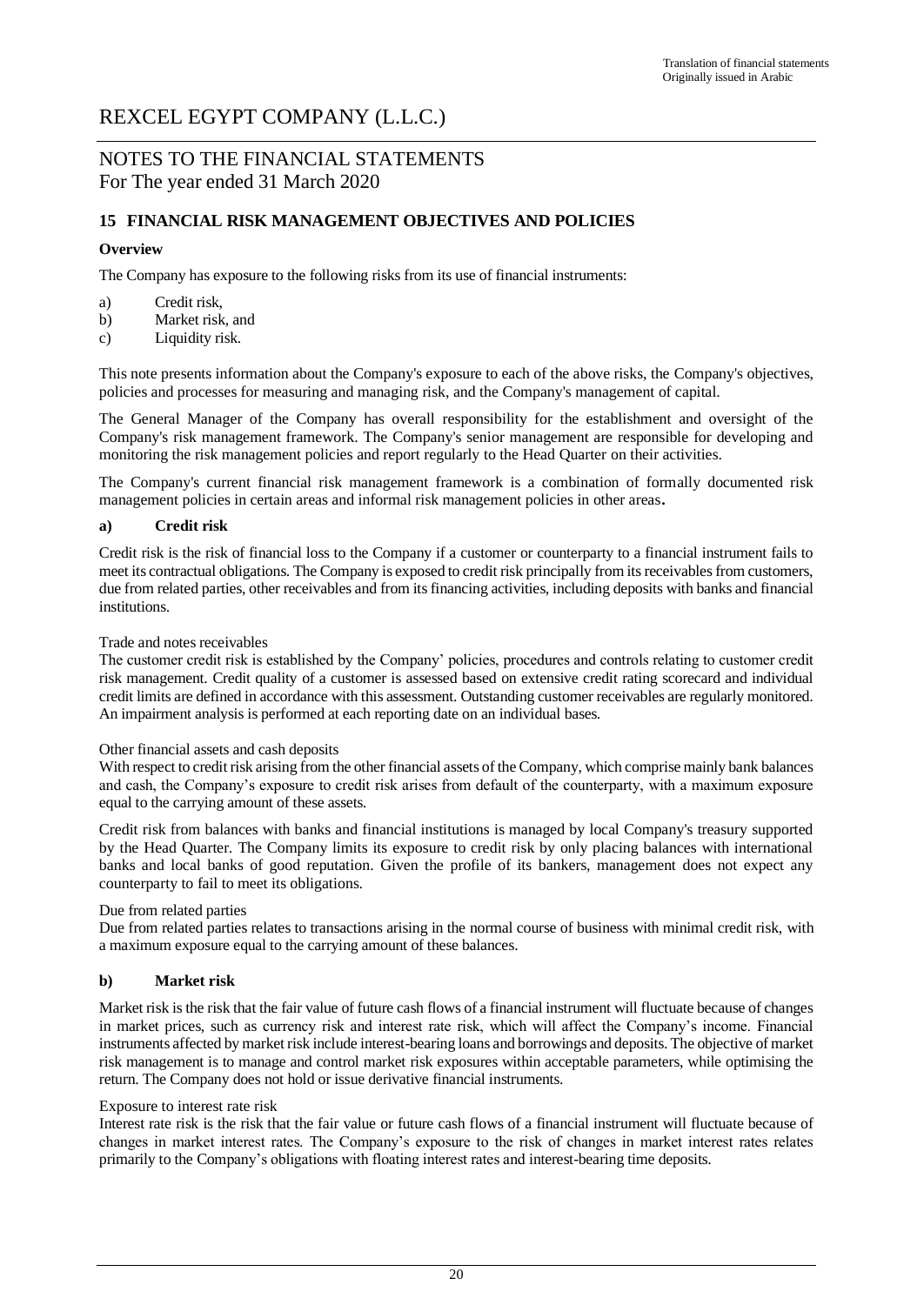# REXCEL EGYPT COMPANY (L.L.C.)

## NOTES TO THE FINANCIAL STATEMENTS
For The year ended 31 March 2020

### 15 FINANCIAL RISK MANAGEMENT OBJECTIVES AND POLICIES

**Overview**

The Company has exposure to the following risks from its use of financial instruments:

a) Credit risk,
b) Market risk, and
c) Liquidity risk.

This note presents information about the Company's exposure to each of the above risks, the Company's objectives, policies and processes for measuring and managing risk, and the Company's management of capital.

The General Manager of the Company has overall responsibility for the establishment and oversight of the Company's risk management framework. The Company's senior management are responsible for developing and monitoring the risk management policies and report regularly to the Head Quarter on their activities.

The Company's current financial risk management framework is a combination of formally documented risk management policies in certain areas and informal risk management policies in other areas**.**

**a) Credit risk**

Credit risk is the risk of financial loss to the Company if a customer or counterparty to a financial instrument fails to meet its contractual obligations. The Company is exposed to credit risk principally from its receivables from customers, due from related parties, other receivables and from its financing activities, including deposits with banks and financial institutions.

Trade and notes receivables
The customer credit risk is established by the Company' policies, procedures and controls relating to customer credit risk management. Credit quality of a customer is assessed based on extensive credit rating scorecard and individual credit limits are defined in accordance with this assessment. Outstanding customer receivables are regularly monitored. An impairment analysis is performed at each reporting date on an individual bases.

Other financial assets and cash deposits
With respect to credit risk arising from the other financial assets of the Company, which comprise mainly bank balances and cash, the Company's exposure to credit risk arises from default of the counterparty, with a maximum exposure equal to the carrying amount of these assets.

Credit risk from balances with banks and financial institutions is managed by local Company's treasury supported by the Head Quarter. The Company limits its exposure to credit risk by only placing balances with international banks and local banks of good reputation. Given the profile of its bankers, management does not expect any counterparty to fail to meet its obligations.

Due from related parties
Due from related parties relates to transactions arising in the normal course of business with minimal credit risk, with a maximum exposure equal to the carrying amount of these balances.

**b) Market risk**

Market risk is the risk that the fair value of future cash flows of a financial instrument will fluctuate because of changes in market prices, such as currency risk and interest rate risk, which will affect the Company's income. Financial instruments affected by market risk include interest-bearing loans and borrowings and deposits. The objective of market risk management is to manage and control market risk exposures within acceptable parameters, while optimising the return. The Company does not hold or issue derivative financial instruments.

Exposure to interest rate risk
Interest rate risk is the risk that the fair value or future cash flows of a financial instrument will fluctuate because of changes in market interest rates. The Company's exposure to the risk of changes in market interest rates relates primarily to the Company's obligations with floating interest rates and interest-bearing time deposits.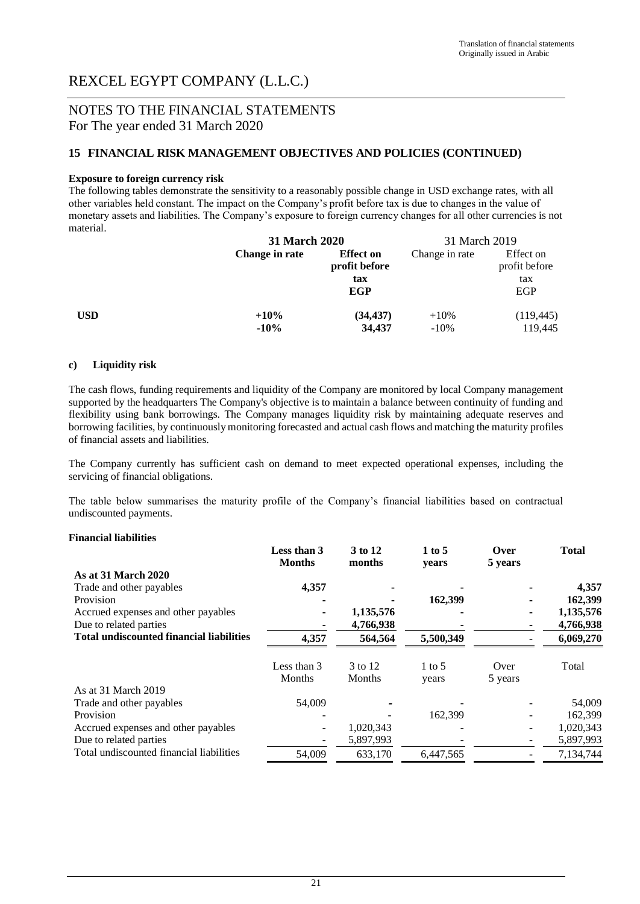Translation of financial statements
Originally issued in Arabic

# REXCEL EGYPT COMPANY (L.L.C.)

## NOTES TO THE FINANCIAL STATEMENTS
For The year ended 31 March 2020

### 15 FINANCIAL RISK MANAGEMENT OBJECTIVES AND POLICIES (CONTINUED)

**Exposure to foreign currency risk**

The following tables demonstrate the sensitivity to a reasonably possible change in USD exchange rates, with all other variables held constant. The impact on the Company's profit before tax is due to changes in the value of monetary assets and liabilities. The Company's exposure to foreign currency changes for all other currencies is not material.

| | **31 March 2020** | | 31 March 2019 | |
|---|---|---|---|---|
| | **Change in rate** | **Effect on profit before tax EGP** | Change in rate | Effect on profit before tax EGP |
| **USD** | **+10%** | **(34,437)** | +10% | (119,445) |
| | **-10%** | **34,437** | -10% | 119,445 |

**c) Liquidity risk**

The cash flows, funding requirements and liquidity of the Company are monitored by local Company management supported by the headquarters The Company's objective is to maintain a balance between continuity of funding and flexibility using bank borrowings. The Company manages liquidity risk by maintaining adequate reserves and borrowing facilities, by continuously monitoring forecasted and actual cash flows and matching the maturity profiles of financial assets and liabilities.

The Company currently has sufficient cash on demand to meet expected operational expenses, including the servicing of financial obligations.

The table below summarises the maturity profile of the Company's financial liabilities based on contractual undiscounted payments.

**Financial liabilities**

| | **Less than 3 Months** | **3 to 12 months** | **1 to 5 years** | **Over 5 years** | **Total** |
|---|---|---|---|---|---|
| **As at 31 March 2020** | | | | | |
| Trade and other payables | **4,357** | **-** | **-** | **-** | **4,357** |
| Provision | **-** | **-** | **162,399** | **-** | **162,399** |
| Accrued expenses and other payables | **-** | **1,135,576** | **-** | **-** | **1,135,576** |
| Due to related parties | **-** | **4,766,938** | **-** | **-** | **4,766,938** |
| **Total undiscounted financial liabilities** | **4,357** | **564,564** | **5,500,349** | **-** | **6,069,270** |

| | Less than 3 Months | 3 to 12 Months | 1 to 5 years | Over 5 years | Total |
|---|---|---|---|---|---|
| As at 31 March 2019 | | | | | |
| Trade and other payables | 54,009 | - | - | - | 54,009 |
| Provision | - | - | 162,399 | - | 162,399 |
| Accrued expenses and other payables | - | 1,020,343 | - | - | 1,020,343 |
| Due to related parties | - | 5,897,993 | - | - | 5,897,993 |
| Total undiscounted financial liabilities | 54,009 | 633,170 | 6,447,565 | - | 7,134,744 |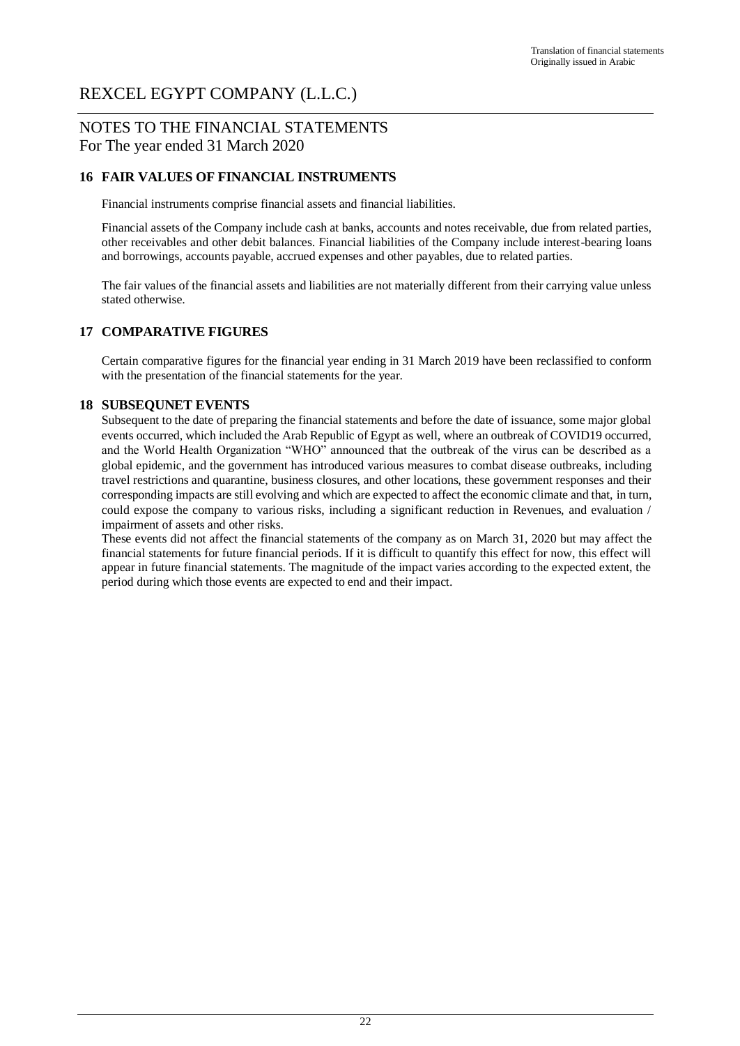## 16 FAIR VALUES OF FINANCIAL INSTRUMENTS

Financial instruments comprise financial assets and financial liabilities.

Financial assets of the Company include cash at banks, accounts and notes receivable, due from related parties, other receivables and other debit balances. Financial liabilities of the Company include interest-bearing loans and borrowings, accounts payable, accrued expenses and other payables, due to related parties.

The fair values of the financial assets and liabilities are not materially different from their carrying value unless stated otherwise.

## 17 COMPARATIVE FIGURES

Certain comparative figures for the financial year ending in 31 March 2019 have been reclassified to conform with the presentation of the financial statements for the year.

## 18 SUBSEQUNET EVENTS

Subsequent to the date of preparing the financial statements and before the date of issuance, some major global events occurred, which included the Arab Republic of Egypt as well, where an outbreak of COVID19 occurred, and the World Health Organization "WHO" announced that the outbreak of the virus can be described as a global epidemic, and the government has introduced various measures to combat disease outbreaks, including travel restrictions and quarantine, business closures, and other locations, these government responses and their corresponding impacts are still evolving and which are expected to affect the economic climate and that, in turn, could expose the company to various risks, including a significant reduction in Revenues, and evaluation / impairment of assets and other risks.

These events did not affect the financial statements of the company as on March 31, 2020 but may affect the financial statements for future financial periods. If it is difficult to quantify this effect for now, this effect will appear in future financial statements. The magnitude of the impact varies according to the expected extent, the period during which those events are expected to end and their impact.